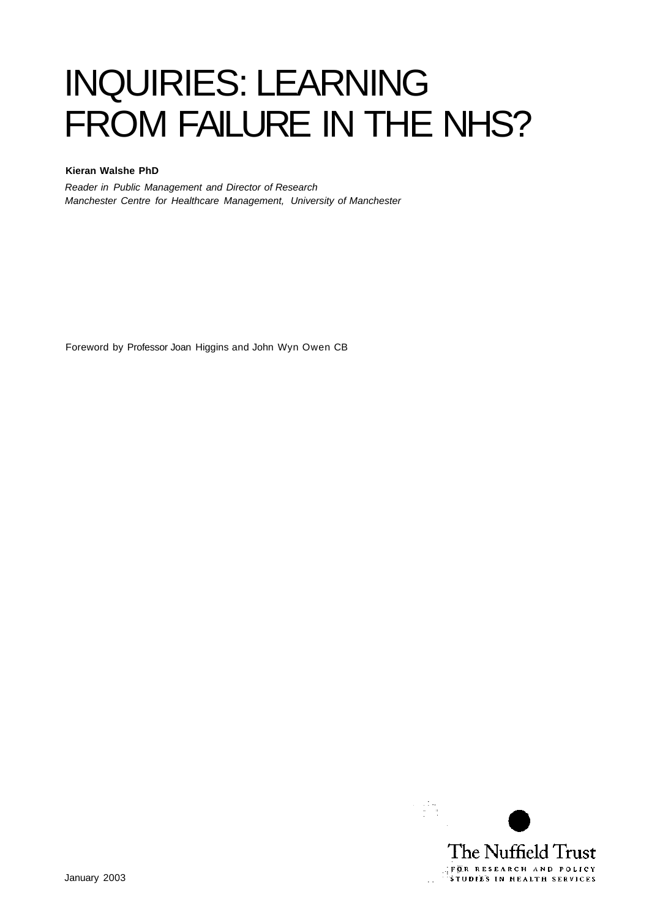# INQUIRIES: LEARNING FROM FAILURE IN THE NHS?

**Kieran Walshe PhD**

*Reader in Public Management and Director of Research*
*Manchester Centre for Healthcare Management, University of Manchester*

Foreword by Professor Joan Higgins and John Wyn Owen CB

The Nuffield Trust

FOR RESEARCH AND POLICY STUDIES IN HEALTH SERVICES

January 2003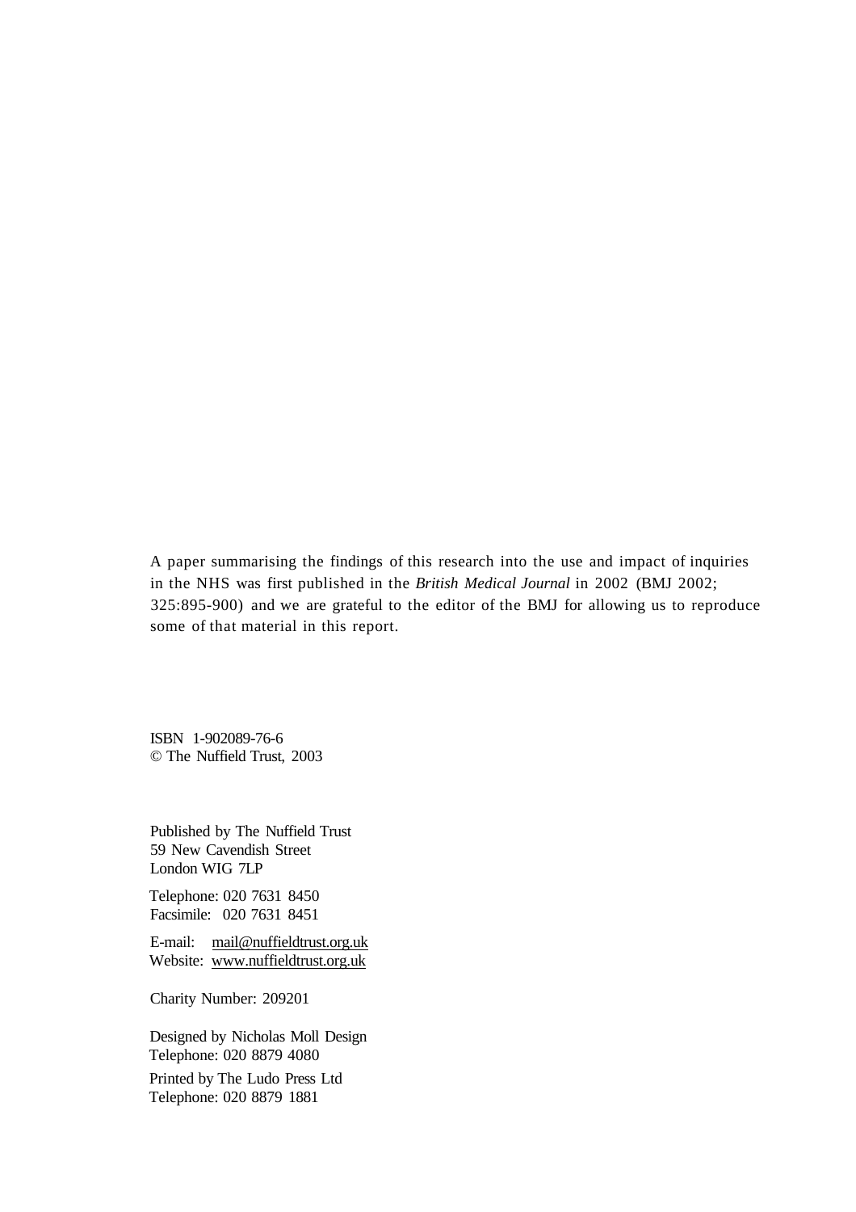A paper summarising the findings of this research into the use and impact of inquiries in the NHS was first published in the *British Medical Journal* in 2002 (BMJ 2002; 325:895-900) and we are grateful to the editor of the BMJ for allowing us to reproduce some of that material in this report.

ISBN 1-902089-76-6
© The Nuffield Trust, 2003

Published by The Nuffield Trust
59 New Cavendish Street
London WIG 7LP

Telephone: 020 7631 8450
Facsimile: 020 7631 8451

E-mail: mail@nuffieldtrust.org.uk
Website: www.nuffieldtrust.org.uk

Charity Number: 209201

Designed by Nicholas Moll Design
Telephone: 020 8879 4080

Printed by The Ludo Press Ltd
Telephone: 020 8879 1881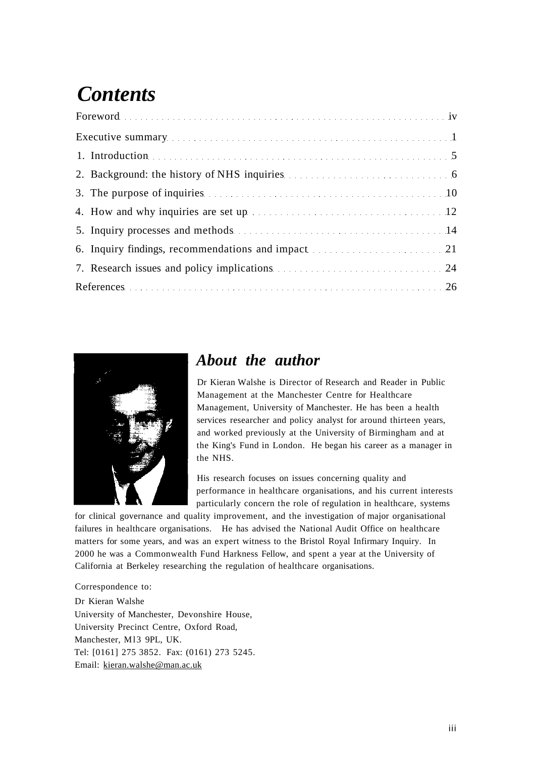# *Contents*

Foreword . . . . . . . . . . . . . . . . . . . . . . . . . . . . . . . . . . . . . . . . . . . . . . . . . . . . . . . . . . iv

Executive summary . . . . . . . . . . . . . . . . . . . . . . . . . . . . . . . . . . . . . . . . . . . . . . . . . 1

1. Introduction . . . . . . . . . . . . . . . . . . . . . . . . . . . . . . . . . . . . . . . . . . . . . . . . . . . . . . 5
2. Background: the history of NHS inquiries . . . . . . . . . . . . . . . . . . . . . . . . . . . . . . 6
3. The purpose of inquiries . . . . . . . . . . . . . . . . . . . . . . . . . . . . . . . . . . . . . . . . . . . . 10
4. How and why inquiries are set up . . . . . . . . . . . . . . . . . . . . . . . . . . . . . . . . . . . . 12
5. Inquiry processes and methods . . . . . . . . . . . . . . . . . . . . . . . . . . . . . . . . . . . . . 14
6. Inquiry findings, recommendations and impact . . . . . . . . . . . . . . . . . . . . . . . . 21
7. Research issues and policy implications . . . . . . . . . . . . . . . . . . . . . . . . . . . . . . 24

References . . . . . . . . . . . . . . . . . . . . . . . . . . . . . . . . . . . . . . . . . . . . . . . . . . . . . . . . . 26

## *About the author*

Dr Kieran Walshe is Director of Research and Reader in Public Management at the Manchester Centre for Healthcare Management, University of Manchester. He has been a health services researcher and policy analyst for around thirteen years, and worked previously at the University of Birmingham and at the King's Fund in London. He began his career as a manager in the NHS.

His research focuses on issues concerning quality and performance in healthcare organisations, and his current interests particularly concern the role of regulation in healthcare, systems for clinical governance and quality improvement, and the investigation of major organisational failures in healthcare organisations. He has advised the National Audit Office on healthcare matters for some years, and was an expert witness to the Bristol Royal Infirmary Inquiry. In 2000 he was a Commonwealth Fund Harkness Fellow, and spent a year at the University of California at Berkeley researching the regulation of healthcare organisations.

Correspondence to:

Dr Kieran Walshe
University of Manchester, Devonshire House,
University Precinct Centre, Oxford Road,
Manchester, M13 9PL, UK.
Tel: [0161] 275 3852. Fax: (0161) 273 5245.
Email: kieran.walshe@man.ac.uk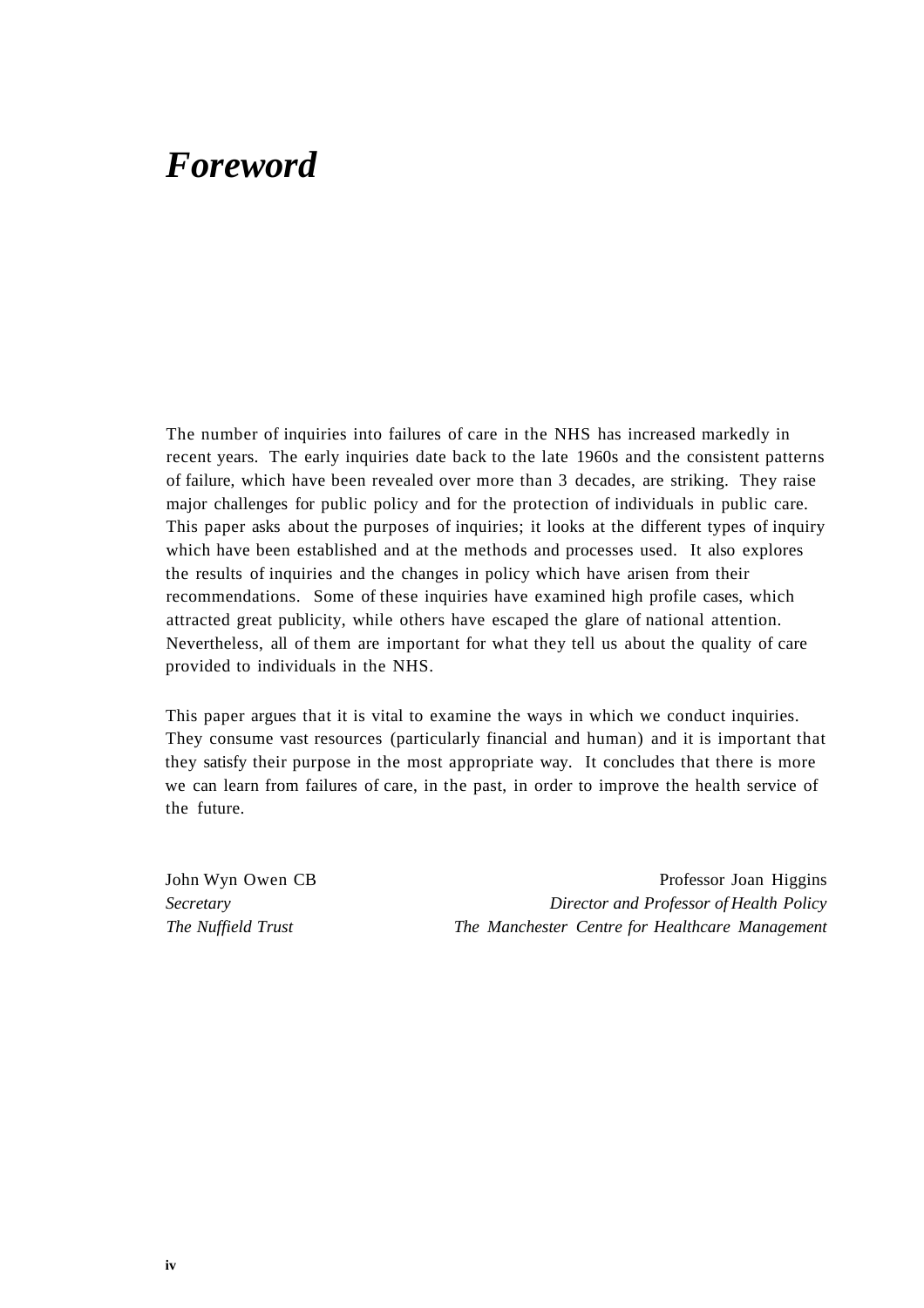# *Foreword*

The number of inquiries into failures of care in the NHS has increased markedly in recent years. The early inquiries date back to the late 1960s and the consistent patterns of failure, which have been revealed over more than 3 decades, are striking. They raise major challenges for public policy and for the protection of individuals in public care. This paper asks about the purposes of inquiries; it looks at the different types of inquiry which have been established and at the methods and processes used. It also explores the results of inquiries and the changes in policy which have arisen from their recommendations. Some of these inquiries have examined high profile cases, which attracted great publicity, while others have escaped the glare of national attention. Nevertheless, all of them are important for what they tell us about the quality of care provided to individuals in the NHS.

This paper argues that it is vital to examine the ways in which we conduct inquiries. They consume vast resources (particularly financial and human) and it is important that they satisfy their purpose in the most appropriate way. It concludes that there is more we can learn from failures of care, in the past, in order to improve the health service of the future.

John Wyn Owen CB
*Secretary*
*The Nuffield Trust*

Professor Joan Higgins
*Director and Professor of Health Policy*
*The Manchester Centre for Healthcare Management*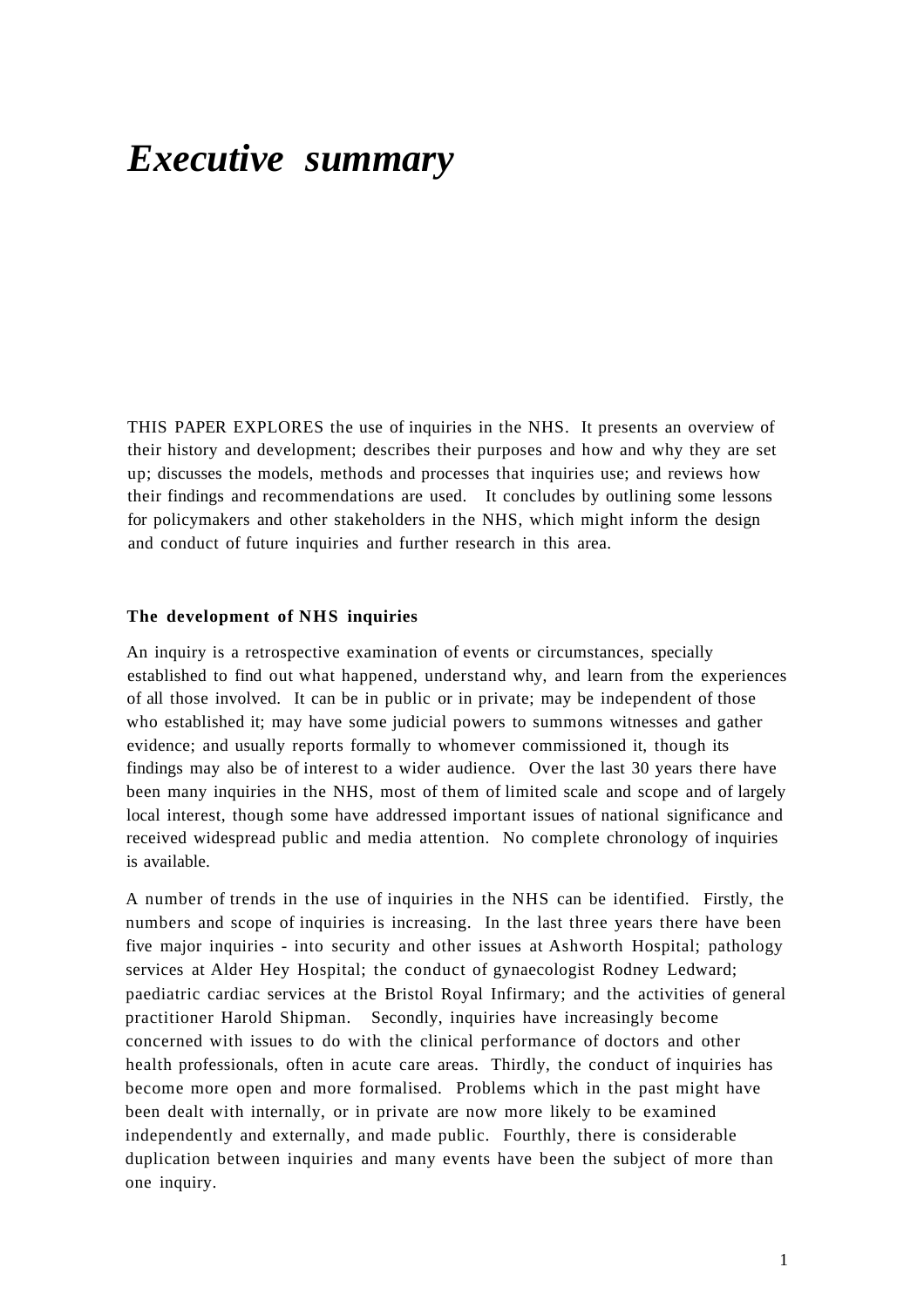# *Executive summary*

THIS PAPER EXPLORES the use of inquiries in the NHS. It presents an overview of their history and development; describes their purposes and how and why they are set up; discusses the models, methods and processes that inquiries use; and reviews how their findings and recommendations are used. It concludes by outlining some lessons for policymakers and other stakeholders in the NHS, which might inform the design and conduct of future inquiries and further research in this area.

**The development of NHS inquiries**

An inquiry is a retrospective examination of events or circumstances, specially established to find out what happened, understand why, and learn from the experiences of all those involved. It can be in public or in private; may be independent of those who established it; may have some judicial powers to summons witnesses and gather evidence; and usually reports formally to whomever commissioned it, though its findings may also be of interest to a wider audience. Over the last 30 years there have been many inquiries in the NHS, most of them of limited scale and scope and of largely local interest, though some have addressed important issues of national significance and received widespread public and media attention. No complete chronology of inquiries is available.

A number of trends in the use of inquiries in the NHS can be identified. Firstly, the numbers and scope of inquiries is increasing. In the last three years there have been five major inquiries - into security and other issues at Ashworth Hospital; pathology services at Alder Hey Hospital; the conduct of gynaecologist Rodney Ledward; paediatric cardiac services at the Bristol Royal Infirmary; and the activities of general practitioner Harold Shipman. Secondly, inquiries have increasingly become concerned with issues to do with the clinical performance of doctors and other health professionals, often in acute care areas. Thirdly, the conduct of inquiries has become more open and more formalised. Problems which in the past might have been dealt with internally, or in private are now more likely to be examined independently and externally, and made public. Fourthly, there is considerable duplication between inquiries and many events have been the subject of more than one inquiry.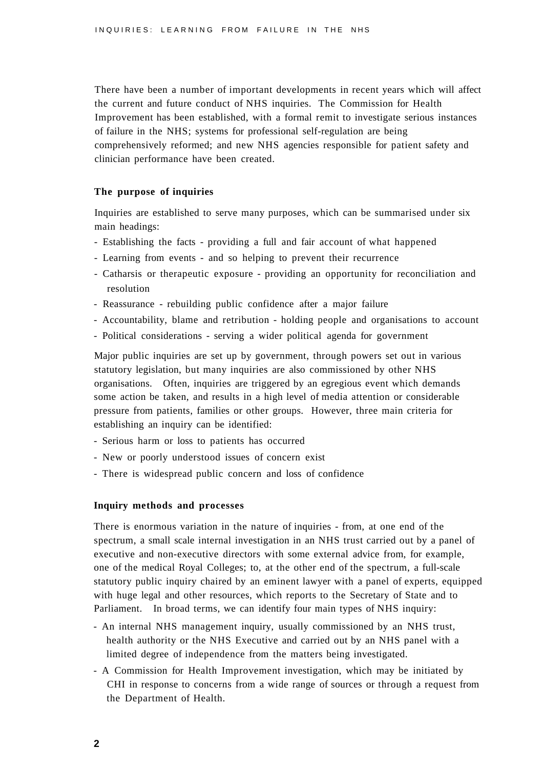There have been a number of important developments in recent years which will affect the current and future conduct of NHS inquiries. The Commission for Health Improvement has been established, with a formal remit to investigate serious instances of failure in the NHS; systems for professional self-regulation are being comprehensively reformed; and new NHS agencies responsible for patient safety and clinician performance have been created.

**The purpose of inquiries**

Inquiries are established to serve many purposes, which can be summarised under six main headings:

- Establishing the facts - providing a full and fair account of what happened
- Learning from events - and so helping to prevent their recurrence
- Catharsis or therapeutic exposure - providing an opportunity for reconciliation and resolution
- Reassurance - rebuilding public confidence after a major failure
- Accountability, blame and retribution - holding people and organisations to account
- Political considerations - serving a wider political agenda for government

Major public inquiries are set up by government, through powers set out in various statutory legislation, but many inquiries are also commissioned by other NHS organisations. Often, inquiries are triggered by an egregious event which demands some action be taken, and results in a high level of media attention or considerable pressure from patients, families or other groups. However, three main criteria for establishing an inquiry can be identified:

- Serious harm or loss to patients has occurred
- New or poorly understood issues of concern exist
- There is widespread public concern and loss of confidence

**Inquiry methods and processes**

There is enormous variation in the nature of inquiries - from, at one end of the spectrum, a small scale internal investigation in an NHS trust carried out by a panel of executive and non-executive directors with some external advice from, for example, one of the medical Royal Colleges; to, at the other end of the spectrum, a full-scale statutory public inquiry chaired by an eminent lawyer with a panel of experts, equipped with huge legal and other resources, which reports to the Secretary of State and to Parliament. In broad terms, we can identify four main types of NHS inquiry:

- An internal NHS management inquiry, usually commissioned by an NHS trust, health authority or the NHS Executive and carried out by an NHS panel with a limited degree of independence from the matters being investigated.
- A Commission for Health Improvement investigation, which may be initiated by CHI in response to concerns from a wide range of sources or through a request from the Department of Health.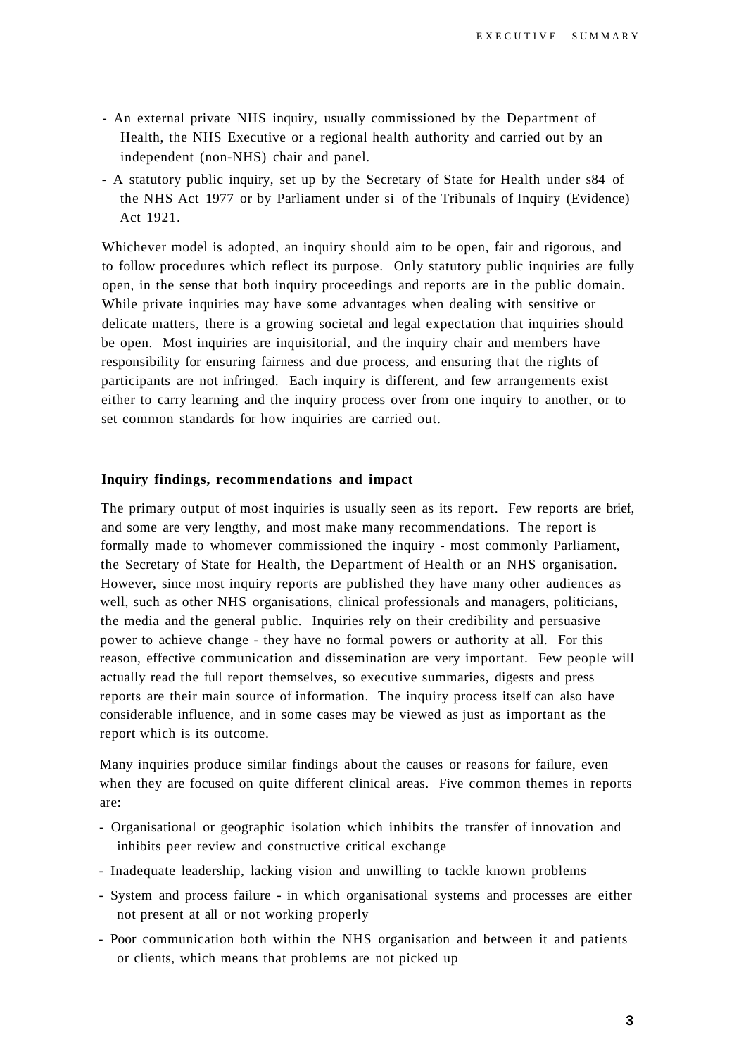- An external private NHS inquiry, usually commissioned by the Department of Health, the NHS Executive or a regional health authority and carried out by an independent (non-NHS) chair and panel.
- A statutory public inquiry, set up by the Secretary of State for Health under s84 of the NHS Act 1977 or by Parliament under si of the Tribunals of Inquiry (Evidence) Act 1921.

Whichever model is adopted, an inquiry should aim to be open, fair and rigorous, and to follow procedures which reflect its purpose. Only statutory public inquiries are fully open, in the sense that both inquiry proceedings and reports are in the public domain. While private inquiries may have some advantages when dealing with sensitive or delicate matters, there is a growing societal and legal expectation that inquiries should be open. Most inquiries are inquisitorial, and the inquiry chair and members have responsibility for ensuring fairness and due process, and ensuring that the rights of participants are not infringed. Each inquiry is different, and few arrangements exist either to carry learning and the inquiry process over from one inquiry to another, or to set common standards for how inquiries are carried out.

**Inquiry findings, recommendations and impact**

The primary output of most inquiries is usually seen as its report. Few reports are brief, and some are very lengthy, and most make many recommendations. The report is formally made to whomever commissioned the inquiry - most commonly Parliament, the Secretary of State for Health, the Department of Health or an NHS organisation. However, since most inquiry reports are published they have many other audiences as well, such as other NHS organisations, clinical professionals and managers, politicians, the media and the general public. Inquiries rely on their credibility and persuasive power to achieve change - they have no formal powers or authority at all. For this reason, effective communication and dissemination are very important. Few people will actually read the full report themselves, so executive summaries, digests and press reports are their main source of information. The inquiry process itself can also have considerable influence, and in some cases may be viewed as just as important as the report which is its outcome.

Many inquiries produce similar findings about the causes or reasons for failure, even when they are focused on quite different clinical areas. Five common themes in reports are:

- Organisational or geographic isolation which inhibits the transfer of innovation and inhibits peer review and constructive critical exchange
- Inadequate leadership, lacking vision and unwilling to tackle known problems
- System and process failure - in which organisational systems and processes are either not present at all or not working properly
- Poor communication both within the NHS organisation and between it and patients or clients, which means that problems are not picked up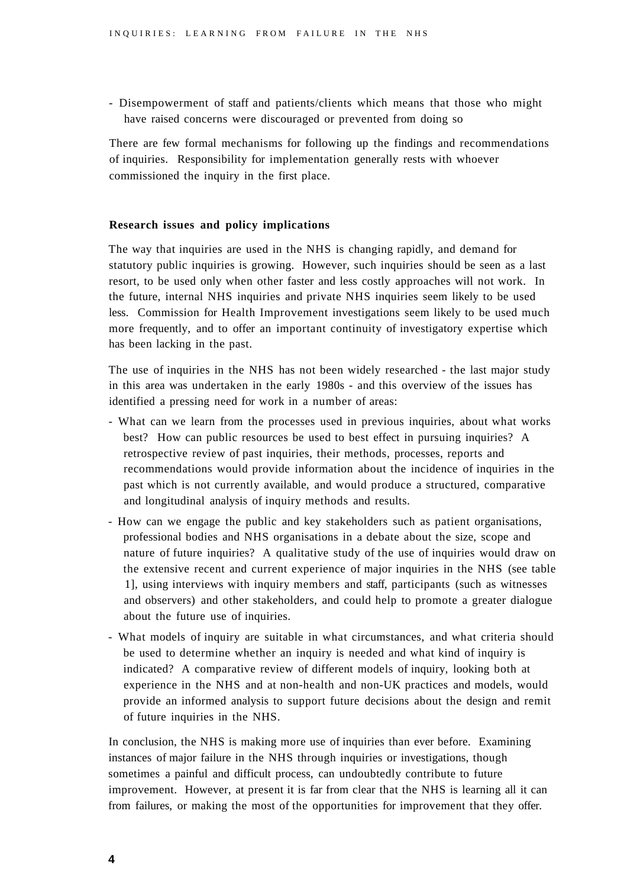- Disempowerment of staff and patients/clients which means that those who might have raised concerns were discouraged or prevented from doing so

There are few formal mechanisms for following up the findings and recommendations of inquiries. Responsibility for implementation generally rests with whoever commissioned the inquiry in the first place.

**Research issues and policy implications**

The way that inquiries are used in the NHS is changing rapidly, and demand for statutory public inquiries is growing. However, such inquiries should be seen as a last resort, to be used only when other faster and less costly approaches will not work. In the future, internal NHS inquiries and private NHS inquiries seem likely to be used less. Commission for Health Improvement investigations seem likely to be used much more frequently, and to offer an important continuity of investigatory expertise which has been lacking in the past.

The use of inquiries in the NHS has not been widely researched - the last major study in this area was undertaken in the early 1980s - and this overview of the issues has identified a pressing need for work in a number of areas:

- What can we learn from the processes used in previous inquiries, about what works best? How can public resources be used to best effect in pursuing inquiries? A retrospective review of past inquiries, their methods, processes, reports and recommendations would provide information about the incidence of inquiries in the past which is not currently available, and would produce a structured, comparative and longitudinal analysis of inquiry methods and results.
- How can we engage the public and key stakeholders such as patient organisations, professional bodies and NHS organisations in a debate about the size, scope and nature of future inquiries? A qualitative study of the use of inquiries would draw on the extensive recent and current experience of major inquiries in the NHS (see table 1], using interviews with inquiry members and staff, participants (such as witnesses and observers) and other stakeholders, and could help to promote a greater dialogue about the future use of inquiries.
- What models of inquiry are suitable in what circumstances, and what criteria should be used to determine whether an inquiry is needed and what kind of inquiry is indicated? A comparative review of different models of inquiry, looking both at experience in the NHS and at non-health and non-UK practices and models, would provide an informed analysis to support future decisions about the design and remit of future inquiries in the NHS.

In conclusion, the NHS is making more use of inquiries than ever before. Examining instances of major failure in the NHS through inquiries or investigations, though sometimes a painful and difficult process, can undoubtedly contribute to future improvement. However, at present it is far from clear that the NHS is learning all it can from failures, or making the most of the opportunities for improvement that they offer.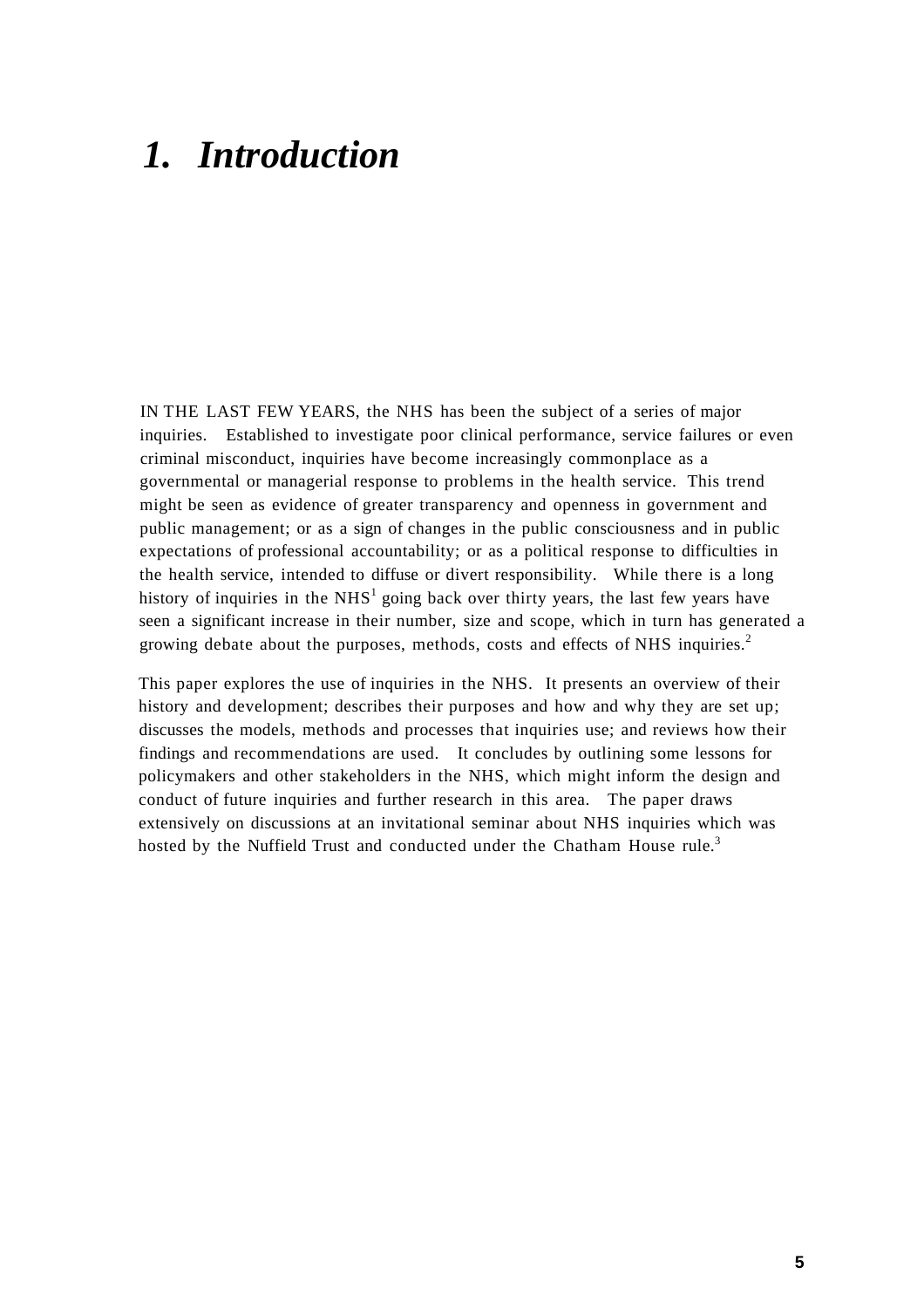# *1. Introduction*

IN THE LAST FEW YEARS, the NHS has been the subject of a series of major inquiries. Established to investigate poor clinical performance, service failures or even criminal misconduct, inquiries have become increasingly commonplace as a governmental or managerial response to problems in the health service. This trend might be seen as evidence of greater transparency and openness in government and public management; or as a sign of changes in the public consciousness and in public expectations of professional accountability; or as a political response to difficulties in the health service, intended to diffuse or divert responsibility. While there is a long history of inquiries in the NHS[1] going back over thirty years, the last few years have seen a significant increase in their number, size and scope, which in turn has generated a growing debate about the purposes, methods, costs and effects of NHS inquiries.[2]

This paper explores the use of inquiries in the NHS. It presents an overview of their history and development; describes their purposes and how and why they are set up; discusses the models, methods and processes that inquiries use; and reviews how their findings and recommendations are used. It concludes by outlining some lessons for policymakers and other stakeholders in the NHS, which might inform the design and conduct of future inquiries and further research in this area. The paper draws extensively on discussions at an invitational seminar about NHS inquiries which was hosted by the Nuffield Trust and conducted under the Chatham House rule.[3]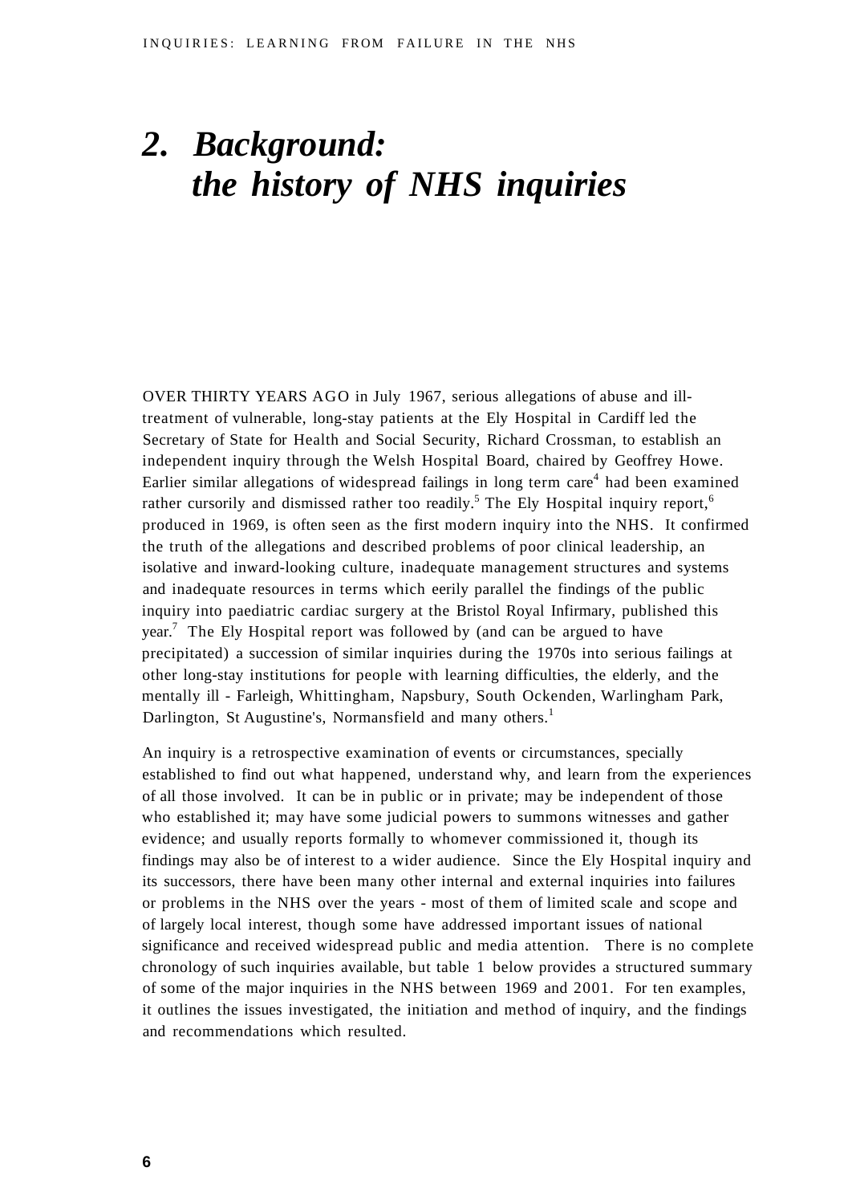# *2. Background: the history of NHS inquiries*

OVER THIRTY YEARS AGO in July 1967, serious allegations of abuse and ill-treatment of vulnerable, long-stay patients at the Ely Hospital in Cardiff led the Secretary of State for Health and Social Security, Richard Crossman, to establish an independent inquiry through the Welsh Hospital Board, chaired by Geoffrey Howe. Earlier similar allegations of widespread failings in long term care[4] had been examined rather cursorily and dismissed rather too readily.[5] The Ely Hospital inquiry report,[6] produced in 1969, is often seen as the first modern inquiry into the NHS. It confirmed the truth of the allegations and described problems of poor clinical leadership, an isolative and inward-looking culture, inadequate management structures and systems and inadequate resources in terms which eerily parallel the findings of the public inquiry into paediatric cardiac surgery at the Bristol Royal Infirmary, published this year.[7] The Ely Hospital report was followed by (and can be argued to have precipitated) a succession of similar inquiries during the 1970s into serious failings at other long-stay institutions for people with learning difficulties, the elderly, and the mentally ill - Farleigh, Whittingham, Napsbury, South Ockenden, Warlingham Park, Darlington, St Augustine's, Normansfield and many others.[1]

An inquiry is a retrospective examination of events or circumstances, specially established to find out what happened, understand why, and learn from the experiences of all those involved. It can be in public or in private; may be independent of those who established it; may have some judicial powers to summons witnesses and gather evidence; and usually reports formally to whomever commissioned it, though its findings may also be of interest to a wider audience. Since the Ely Hospital inquiry and its successors, there have been many other internal and external inquiries into failures or problems in the NHS over the years - most of them of limited scale and scope and of largely local interest, though some have addressed important issues of national significance and received widespread public and media attention. There is no complete chronology of such inquiries available, but table 1 below provides a structured summary of some of the major inquiries in the NHS between 1969 and 2001. For ten examples, it outlines the issues investigated, the initiation and method of inquiry, and the findings and recommendations which resulted.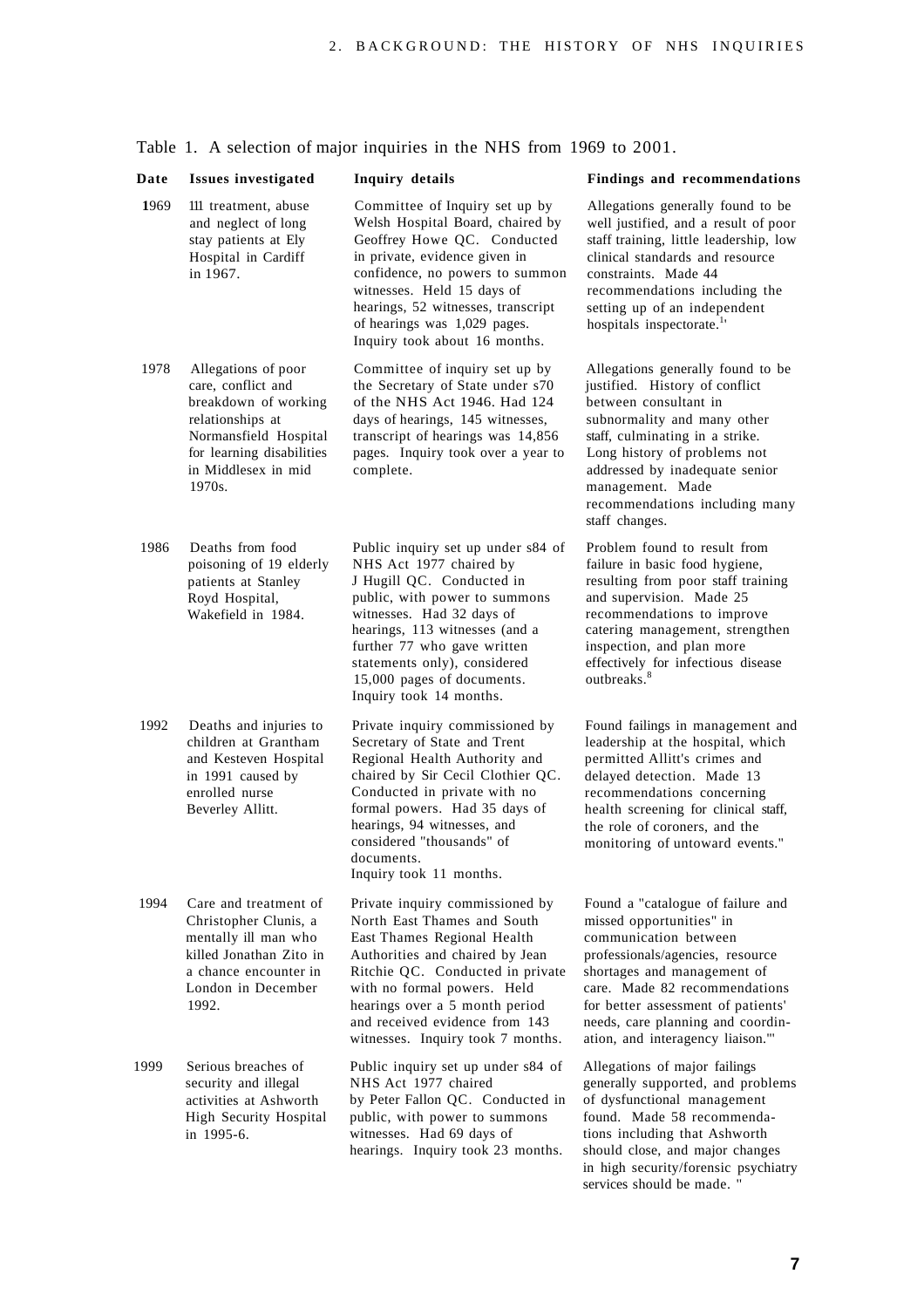Table 1. A selection of major inquiries in the NHS from 1969 to 2001.

| Date | Issues investigated | Inquiry details | Findings and recommendations |
|---|---|---|---|
| 1969 | Ill treatment, abuse and neglect of long stay patients at Ely Hospital in Cardiff in 1967. | Committee of Inquiry set up by Welsh Hospital Board, chaired by Geoffrey Howe QC. Conducted in private, evidence given in confidence, no powers to summon witnesses. Held 15 days of hearings, 52 witnesses, transcript of hearings was 1,029 pages. Inquiry took about 16 months. | Allegations generally found to be well justified, and a result of poor staff training, little leadership, low clinical standards and resource constraints. Made 44 recommendations including the setting up of an independent hospitals inspectorate.[1] |
| 1978 | Allegations of poor care, conflict and breakdown of working relationships at Normansfield Hospital for learning disabilities in Middlesex in mid 1970s. | Committee of inquiry set up by the Secretary of State under s70 of the NHS Act 1946. Had 124 days of hearings, 145 witnesses, transcript of hearings was 14,856 pages. Inquiry took over a year to complete. | Allegations generally found to be justified. History of conflict between consultant in subnormality and many other staff, culminating in a strike. Long history of problems not addressed by inadequate senior management. Made recommendations including many staff changes. |
| 1986 | Deaths from food poisoning of 19 elderly patients at Stanley Royd Hospital, Wakefield in 1984. | Public inquiry set up under s84 of NHS Act 1977 chaired by J Hugill QC. Conducted in public, with power to summons witnesses. Had 32 days of hearings, 113 witnesses (and a further 77 who gave written statements only), considered 15,000 pages of documents. Inquiry took 14 months. | Problem found to result from failure in basic food hygiene, resulting from poor staff training and supervision. Made 25 recommendations to improve catering management, strengthen inspection, and plan more effectively for infectious disease outbreaks.[8] |
| 1992 | Deaths and injuries to children at Grantham and Kesteven Hospital in 1991 caused by enrolled nurse Beverley Allitt. | Private inquiry commissioned by Secretary of State and Trent Regional Health Authority and chaired by Sir Cecil Clothier QC. Conducted in private with no formal powers. Had 35 days of hearings, 94 witnesses, and considered "thousands" of documents. Inquiry took 11 months. | Found failings in management and leadership at the hospital, which permitted Allitt's crimes and delayed detection. Made 13 recommendations concerning health screening for clinical staff, the role of coroners, and the monitoring of untoward events." |
| 1994 | Care and treatment of Christopher Clunis, a mentally ill man who killed Jonathan Zito in a chance encounter in London in December 1992. | Private inquiry commissioned by North East Thames and South East Thames Regional Health Authorities and chaired by Jean Ritchie QC. Conducted in private with no formal powers. Held hearings over a 5 month period and received evidence from 143 witnesses. Inquiry took 7 months. | Found a "catalogue of failure and missed opportunities" in communication between professionals/agencies, resource shortages and management of care. Made 82 recommendations for better assessment of patients' needs, care planning and coordination, and interagency liaison."' |
| 1999 | Serious breaches of security and illegal activities at Ashworth High Security Hospital in 1995-6. | Public inquiry set up under s84 of NHS Act 1977 chaired by Peter Fallon QC. Conducted in public, with power to summons witnesses. Had 69 days of hearings. Inquiry took 23 months. | Allegations of major failings generally supported, and problems of dysfunctional management found. Made 58 recommendations including that Ashworth should close, and major changes in high security/forensic psychiatry services should be made. " |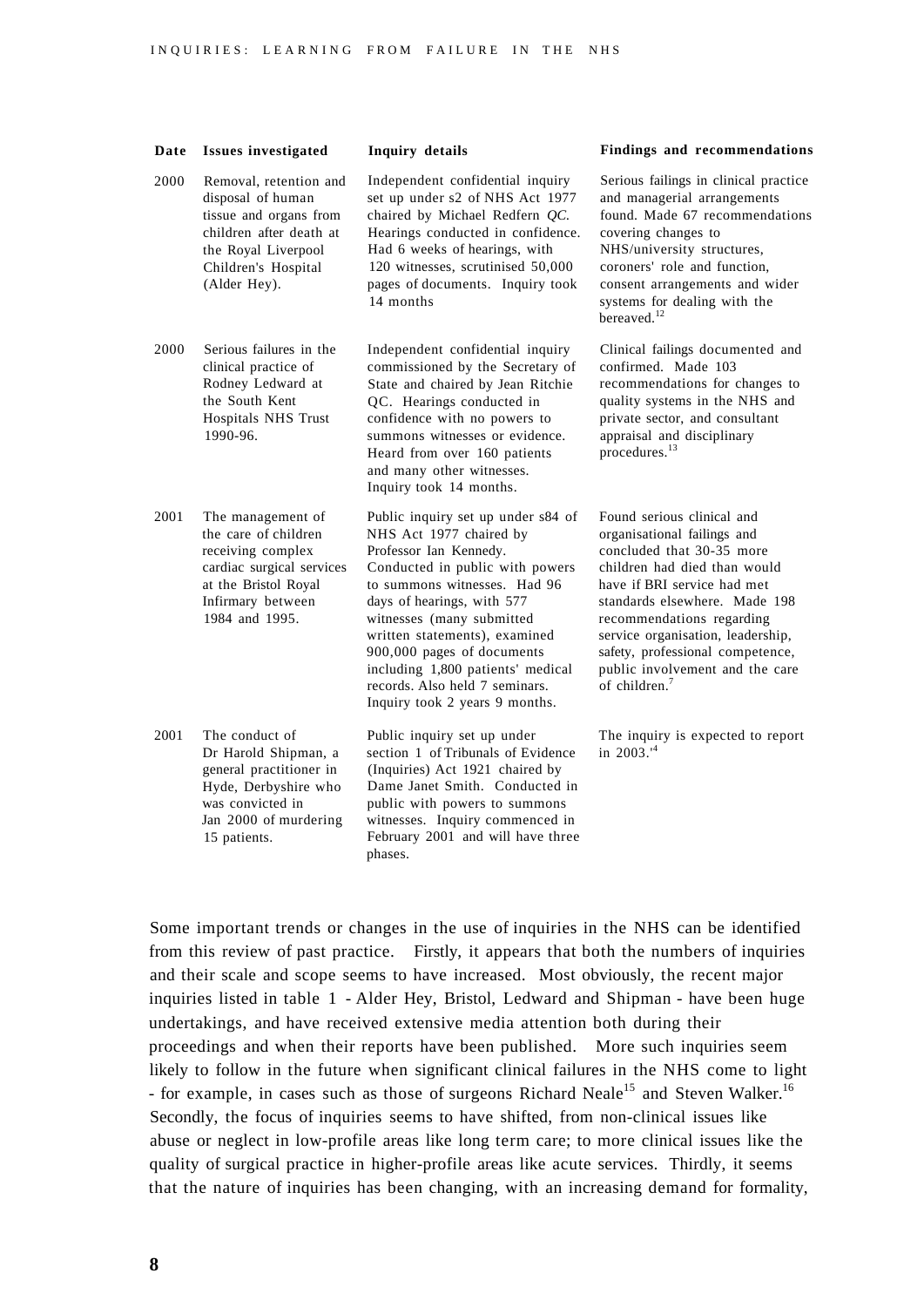| Date | Issues investigated | Inquiry details | Findings and recommendations |
|---|---|---|---|
| 2000 | Removal, retention and disposal of human tissue and organs from children after death at the Royal Liverpool Children's Hospital (Alder Hey). | Independent confidential inquiry set up under s2 of NHS Act 1977 chaired by Michael Redfern *QC.* Hearings conducted in confidence. Had 6 weeks of hearings, with 120 witnesses, scrutinised 50,000 pages of documents. Inquiry took 14 months | Serious failings in clinical practice and managerial arrangements found. Made 67 recommendations covering changes to NHS/university structures, coroners' role and function, consent arrangements and wider systems for dealing with the bereaved.[12] |
| 2000 | Serious failures in the clinical practice of Rodney Ledward at the South Kent Hospitals NHS Trust 1990-96. | Independent confidential inquiry commissioned by the Secretary of State and chaired by Jean Ritchie QC. Hearings conducted in confidence with no powers to summons witnesses or evidence. Heard from over 160 patients and many other witnesses. Inquiry took 14 months. | Clinical failings documented and confirmed. Made 103 recommendations for changes to quality systems in the NHS and private sector, and consultant appraisal and disciplinary procedures.[13] |
| 2001 | The management of the care of children receiving complex cardiac surgical services at the Bristol Royal Infirmary between 1984 and 1995. | Public inquiry set up under s84 of NHS Act 1977 chaired by Professor Ian Kennedy. Conducted in public with powers to summons witnesses. Had 96 days of hearings, with 577 witnesses (many submitted written statements), examined 900,000 pages of documents including 1,800 patients' medical records. Also held 7 seminars. Inquiry took 2 years 9 months. | Found serious clinical and organisational failings and concluded that 30-35 more children had died than would have if BRI service had met standards elsewhere. Made 198 recommendations regarding service organisation, leadership, safety, professional competence, public involvement and the care of children.[7] |
| 2001 | The conduct of Dr Harold Shipman, a general practitioner in Hyde, Derbyshire who was convicted in Jan 2000 of murdering 15 patients. | Public inquiry set up under section 1 of Tribunals of Evidence (Inquiries) Act 1921 chaired by Dame Janet Smith. Conducted in public with powers to summons witnesses. Inquiry commenced in February 2001 and will have three phases. | The inquiry is expected to report in 2003.[14] |

Some important trends or changes in the use of inquiries in the NHS can be identified from this review of past practice. Firstly, it appears that both the numbers of inquiries and their scale and scope seems to have increased. Most obviously, the recent major inquiries listed in table 1 - Alder Hey, Bristol, Ledward and Shipman - have been huge undertakings, and have received extensive media attention both during their proceedings and when their reports have been published. More such inquiries seem likely to follow in the future when significant clinical failures in the NHS come to light - for example, in cases such as those of surgeons Richard Neale[15] and Steven Walker.[16] Secondly, the focus of inquiries seems to have shifted, from non-clinical issues like abuse or neglect in low-profile areas like long term care; to more clinical issues like the quality of surgical practice in higher-profile areas like acute services. Thirdly, it seems that the nature of inquiries has been changing, with an increasing demand for formality,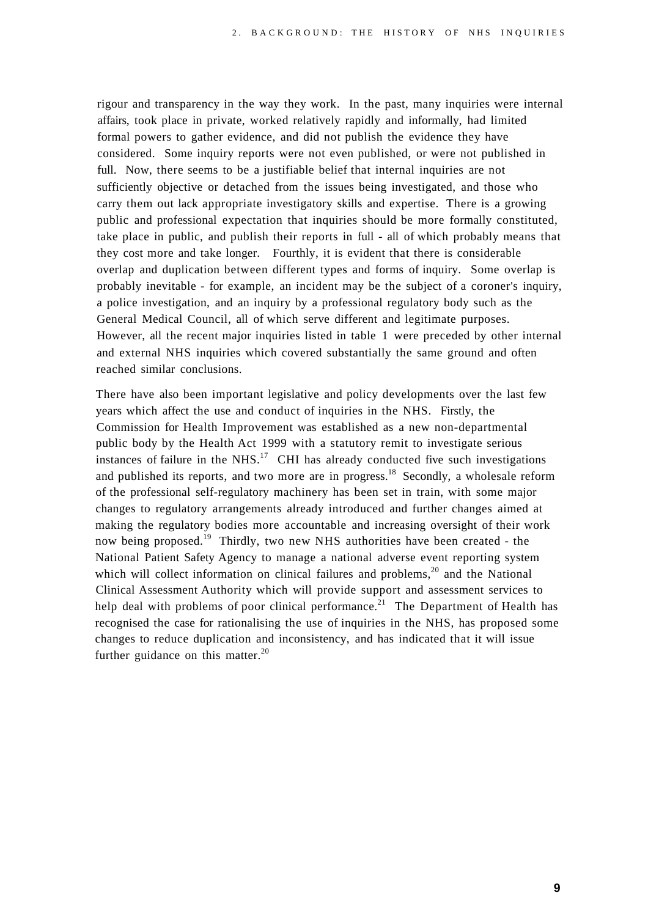rigour and transparency in the way they work. In the past, many inquiries were internal affairs, took place in private, worked relatively rapidly and informally, had limited formal powers to gather evidence, and did not publish the evidence they have considered. Some inquiry reports were not even published, or were not published in full. Now, there seems to be a justifiable belief that internal inquiries are not sufficiently objective or detached from the issues being investigated, and those who carry them out lack appropriate investigatory skills and expertise. There is a growing public and professional expectation that inquiries should be more formally constituted, take place in public, and publish their reports in full - all of which probably means that they cost more and take longer. Fourthly, it is evident that there is considerable overlap and duplication between different types and forms of inquiry. Some overlap is probably inevitable - for example, an incident may be the subject of a coroner's inquiry, a police investigation, and an inquiry by a professional regulatory body such as the General Medical Council, all of which serve different and legitimate purposes. However, all the recent major inquiries listed in table 1 were preceded by other internal and external NHS inquiries which covered substantially the same ground and often reached similar conclusions.

There have also been important legislative and policy developments over the last few years which affect the use and conduct of inquiries in the NHS. Firstly, the Commission for Health Improvement was established as a new non-departmental public body by the Health Act 1999 with a statutory remit to investigate serious instances of failure in the NHS.[17] CHI has already conducted five such investigations and published its reports, and two more are in progress.[18] Secondly, a wholesale reform of the professional self-regulatory machinery has been set in train, with some major changes to regulatory arrangements already introduced and further changes aimed at making the regulatory bodies more accountable and increasing oversight of their work now being proposed.[19] Thirdly, two new NHS authorities have been created - the National Patient Safety Agency to manage a national adverse event reporting system which will collect information on clinical failures and problems,[20] and the National Clinical Assessment Authority which will provide support and assessment services to help deal with problems of poor clinical performance.[21] The Department of Health has recognised the case for rationalising the use of inquiries in the NHS, has proposed some changes to reduce duplication and inconsistency, and has indicated that it will issue further guidance on this matter.[20]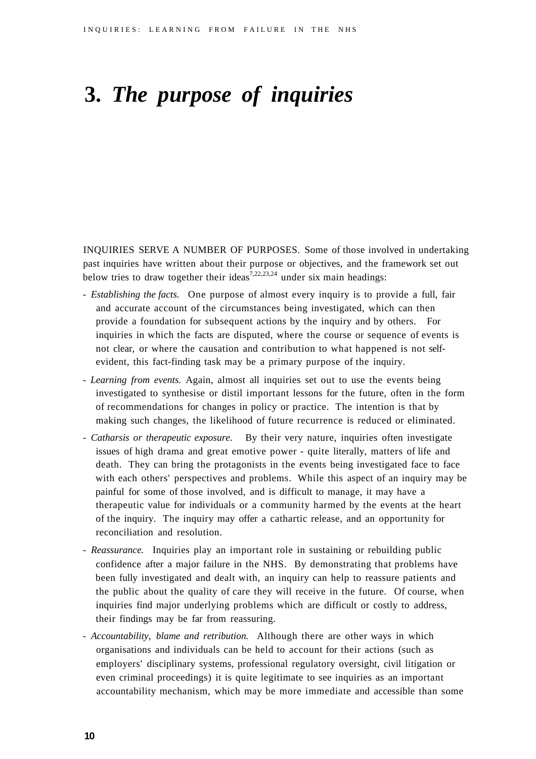# 3. *The purpose of inquiries*

INQUIRIES SERVE A NUMBER OF PURPOSES. Some of those involved in undertaking past inquiries have written about their purpose or objectives, and the framework set out below tries to draw together their ideas[7,22,23,24] under six main headings:

- *Establishing the facts.* One purpose of almost every inquiry is to provide a full, fair and accurate account of the circumstances being investigated, which can then provide a foundation for subsequent actions by the inquiry and by others. For inquiries in which the facts are disputed, where the course or sequence of events is not clear, or where the causation and contribution to what happened is not self-evident, this fact-finding task may be a primary purpose of the inquiry.
- *Learning from events.* Again, almost all inquiries set out to use the events being investigated to synthesise or distil important lessons for the future, often in the form of recommendations for changes in policy or practice. The intention is that by making such changes, the likelihood of future recurrence is reduced or eliminated.
- *Catharsis or therapeutic exposure.* By their very nature, inquiries often investigate issues of high drama and great emotive power - quite literally, matters of life and death. They can bring the protagonists in the events being investigated face to face with each others' perspectives and problems. While this aspect of an inquiry may be painful for some of those involved, and is difficult to manage, it may have a therapeutic value for individuals or a community harmed by the events at the heart of the inquiry. The inquiry may offer a cathartic release, and an opportunity for reconciliation and resolution.
- *Reassurance.* Inquiries play an important role in sustaining or rebuilding public confidence after a major failure in the NHS. By demonstrating that problems have been fully investigated and dealt with, an inquiry can help to reassure patients and the public about the quality of care they will receive in the future. Of course, when inquiries find major underlying problems which are difficult or costly to address, their findings may be far from reassuring.
- *Accountability, blame and retribution.* Although there are other ways in which organisations and individuals can be held to account for their actions (such as employers' disciplinary systems, professional regulatory oversight, civil litigation or even criminal proceedings) it is quite legitimate to see inquiries as an important accountability mechanism, which may be more immediate and accessible than some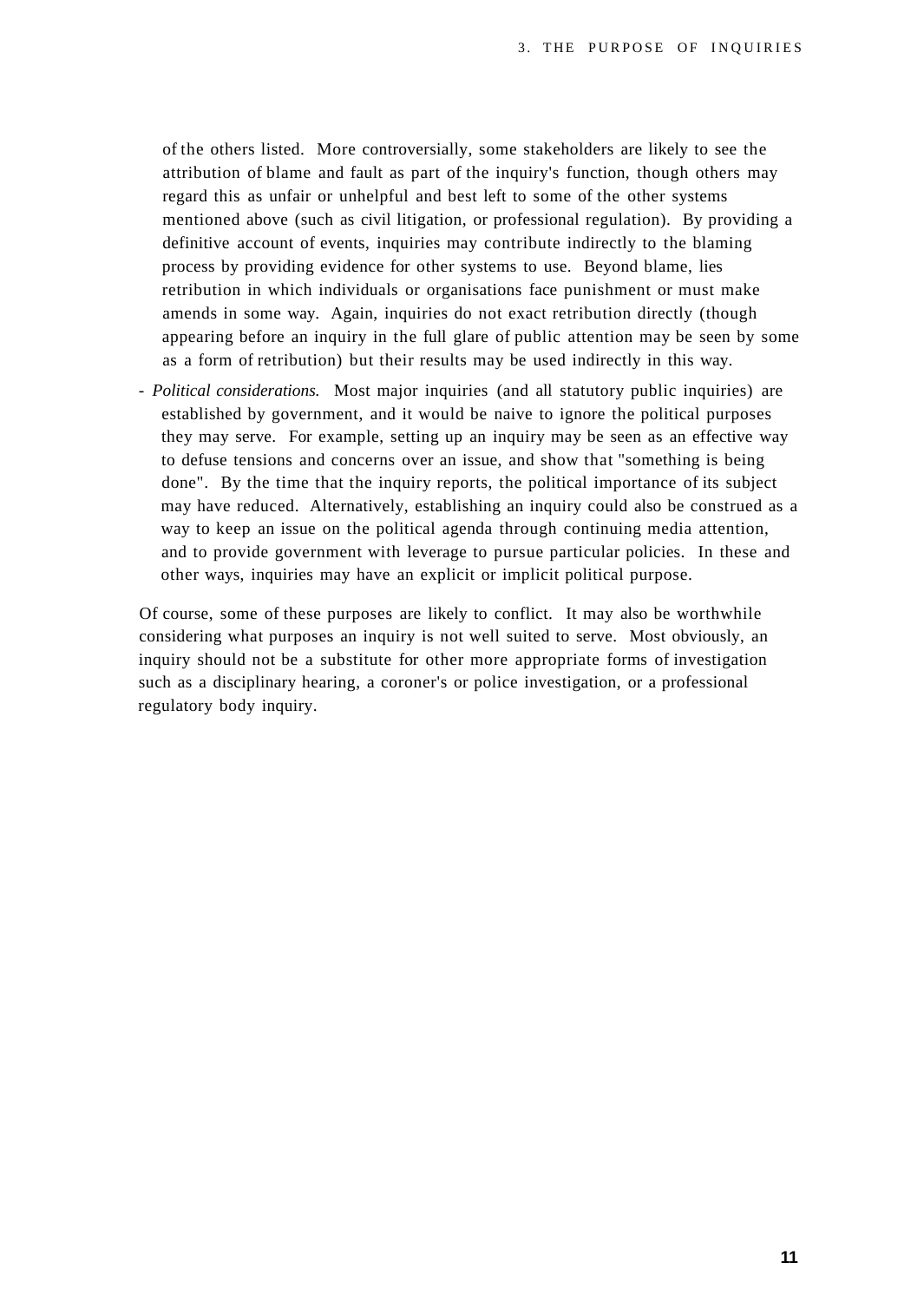of the others listed. More controversially, some stakeholders are likely to see the attribution of blame and fault as part of the inquiry's function, though others may regard this as unfair or unhelpful and best left to some of the other systems mentioned above (such as civil litigation, or professional regulation). By providing a definitive account of events, inquiries may contribute indirectly to the blaming process by providing evidence for other systems to use. Beyond blame, lies retribution in which individuals or organisations face punishment or must make amends in some way. Again, inquiries do not exact retribution directly (though appearing before an inquiry in the full glare of public attention may be seen by some as a form of retribution) but their results may be used indirectly in this way.

- *Political considerations.* Most major inquiries (and all statutory public inquiries) are established by government, and it would be naive to ignore the political purposes they may serve. For example, setting up an inquiry may be seen as an effective way to defuse tensions and concerns over an issue, and show that "something is being done". By the time that the inquiry reports, the political importance of its subject may have reduced. Alternatively, establishing an inquiry could also be construed as a way to keep an issue on the political agenda through continuing media attention, and to provide government with leverage to pursue particular policies. In these and other ways, inquiries may have an explicit or implicit political purpose.

Of course, some of these purposes are likely to conflict. It may also be worthwhile considering what purposes an inquiry is not well suited to serve. Most obviously, an inquiry should not be a substitute for other more appropriate forms of investigation such as a disciplinary hearing, a coroner's or police investigation, or a professional regulatory body inquiry.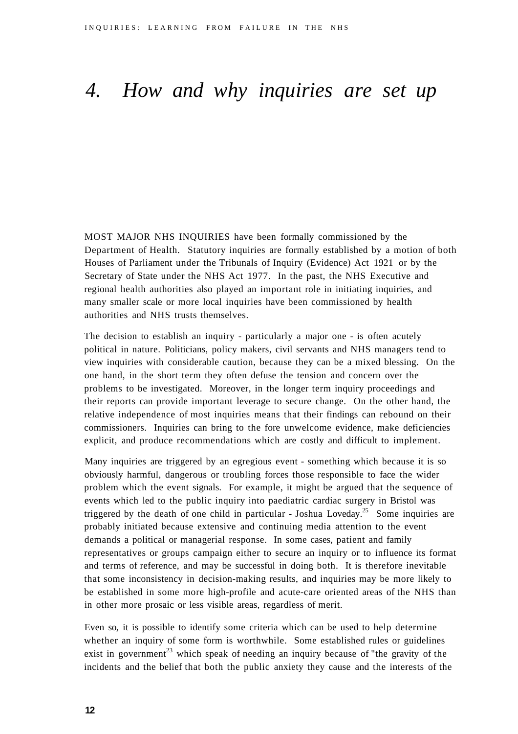# *4. How and why inquiries are set up*

MOST MAJOR NHS INQUIRIES have been formally commissioned by the Department of Health. Statutory inquiries are formally established by a motion of both Houses of Parliament under the Tribunals of Inquiry (Evidence) Act 1921 or by the Secretary of State under the NHS Act 1977. In the past, the NHS Executive and regional health authorities also played an important role in initiating inquiries, and many smaller scale or more local inquiries have been commissioned by health authorities and NHS trusts themselves.

The decision to establish an inquiry - particularly a major one - is often acutely political in nature. Politicians, policy makers, civil servants and NHS managers tend to view inquiries with considerable caution, because they can be a mixed blessing. On the one hand, in the short term they often defuse the tension and concern over the problems to be investigated. Moreover, in the longer term inquiry proceedings and their reports can provide important leverage to secure change. On the other hand, the relative independence of most inquiries means that their findings can rebound on their commissioners. Inquiries can bring to the fore unwelcome evidence, make deficiencies explicit, and produce recommendations which are costly and difficult to implement.

Many inquiries are triggered by an egregious event - something which because it is so obviously harmful, dangerous or troubling forces those responsible to face the wider problem which the event signals. For example, it might be argued that the sequence of events which led to the public inquiry into paediatric cardiac surgery in Bristol was triggered by the death of one child in particular - Joshua Loveday.[25] Some inquiries are probably initiated because extensive and continuing media attention to the event demands a political or managerial response. In some cases, patient and family representatives or groups campaign either to secure an inquiry or to influence its format and terms of reference, and may be successful in doing both. It is therefore inevitable that some inconsistency in decision-making results, and inquiries may be more likely to be established in some more high-profile and acute-care oriented areas of the NHS than in other more prosaic or less visible areas, regardless of merit.

Even so, it is possible to identify some criteria which can be used to help determine whether an inquiry of some form is worthwhile. Some established rules or guidelines exist in government[23] which speak of needing an inquiry because of "the gravity of the incidents and the belief that both the public anxiety they cause and the interests of the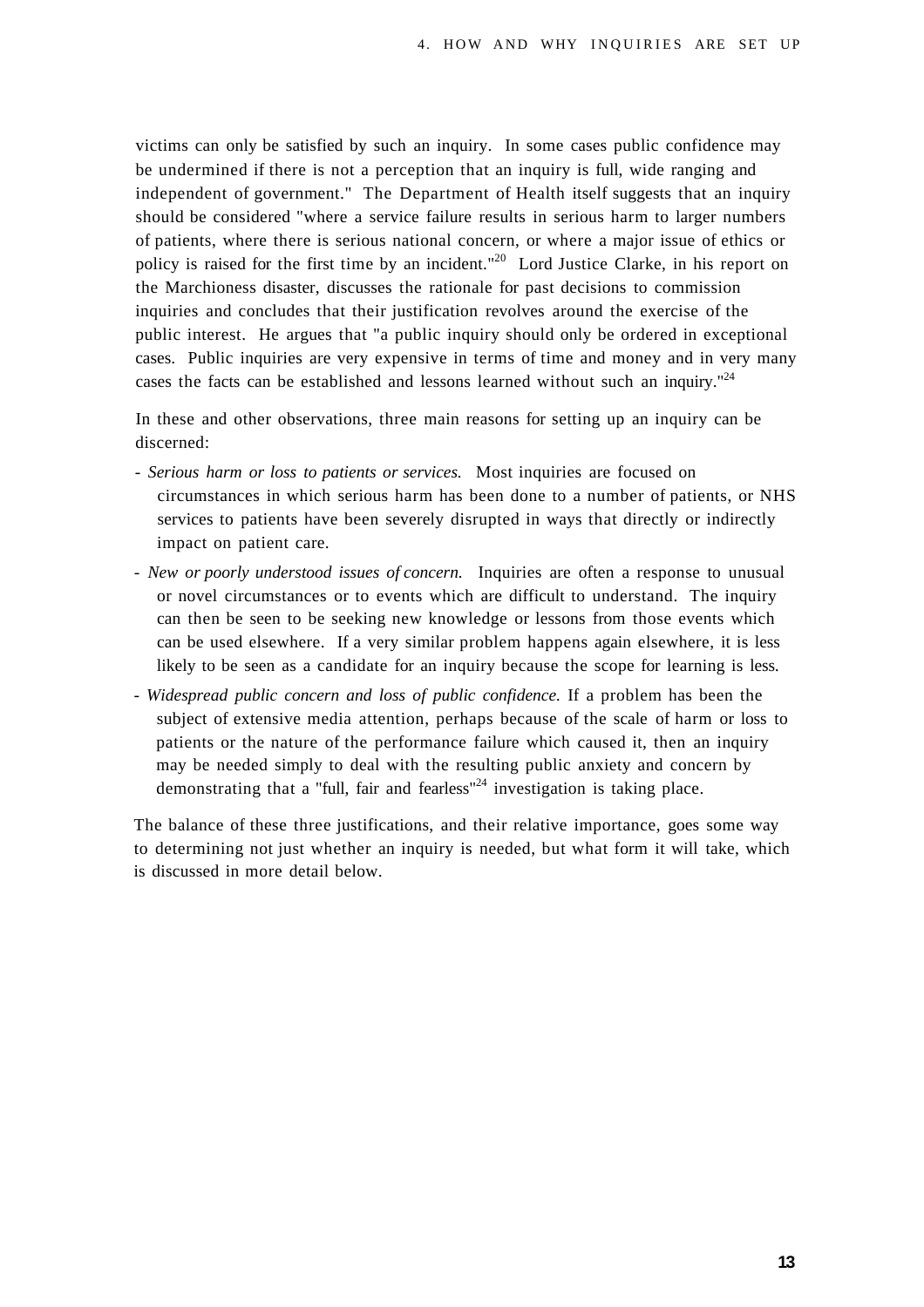victims can only be satisfied by such an inquiry. In some cases public confidence may be undermined if there is not a perception that an inquiry is full, wide ranging and independent of government." The Department of Health itself suggests that an inquiry should be considered "where a service failure results in serious harm to larger numbers of patients, where there is serious national concern, or where a major issue of ethics or policy is raised for the first time by an incident."[20] Lord Justice Clarke, in his report on the Marchioness disaster, discusses the rationale for past decisions to commission inquiries and concludes that their justification revolves around the exercise of the public interest. He argues that "a public inquiry should only be ordered in exceptional cases. Public inquiries are very expensive in terms of time and money and in very many cases the facts can be established and lessons learned without such an inquiry."[24]

In these and other observations, three main reasons for setting up an inquiry can be discerned:

- *Serious harm or loss to patients or services.* Most inquiries are focused on circumstances in which serious harm has been done to a number of patients, or NHS services to patients have been severely disrupted in ways that directly or indirectly impact on patient care.
- *New or poorly understood issues of concern.* Inquiries are often a response to unusual or novel circumstances or to events which are difficult to understand. The inquiry can then be seen to be seeking new knowledge or lessons from those events which can be used elsewhere. If a very similar problem happens again elsewhere, it is less likely to be seen as a candidate for an inquiry because the scope for learning is less.
- *Widespread public concern and loss of public confidence.* If a problem has been the subject of extensive media attention, perhaps because of the scale of harm or loss to patients or the nature of the performance failure which caused it, then an inquiry may be needed simply to deal with the resulting public anxiety and concern by demonstrating that a "full, fair and fearless"[24] investigation is taking place.

The balance of these three justifications, and their relative importance, goes some way to determining not just whether an inquiry is needed, but what form it will take, which is discussed in more detail below.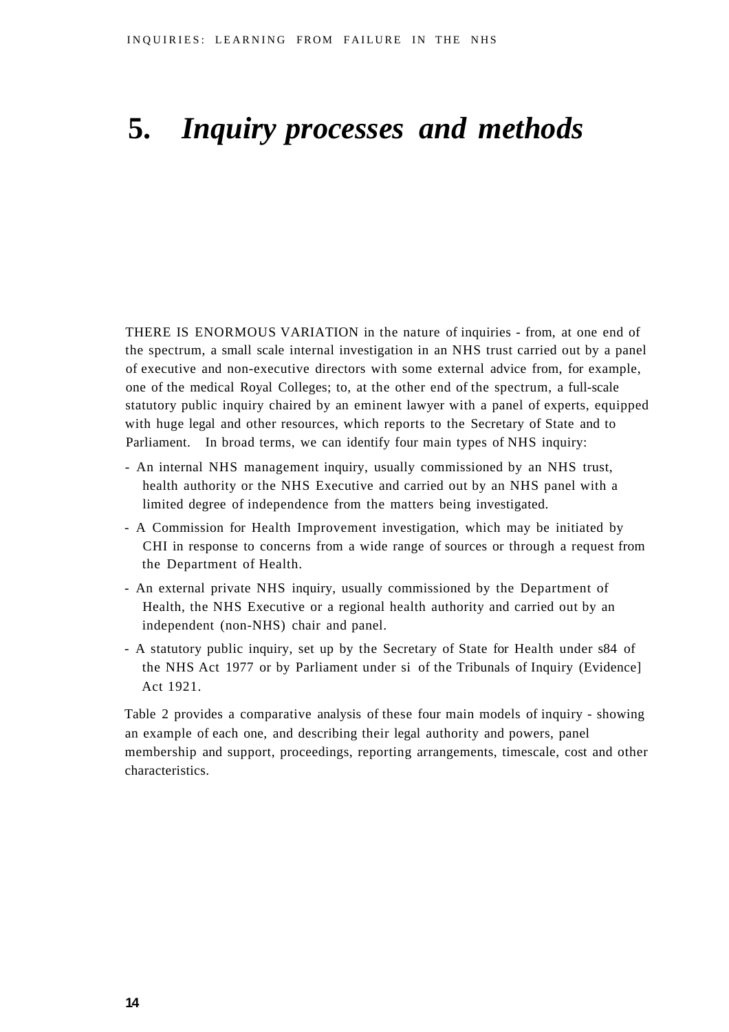# 5. *Inquiry processes and methods*

THERE IS ENORMOUS VARIATION in the nature of inquiries - from, at one end of the spectrum, a small scale internal investigation in an NHS trust carried out by a panel of executive and non-executive directors with some external advice from, for example, one of the medical Royal Colleges; to, at the other end of the spectrum, a full-scale statutory public inquiry chaired by an eminent lawyer with a panel of experts, equipped with huge legal and other resources, which reports to the Secretary of State and to Parliament. In broad terms, we can identify four main types of NHS inquiry:

- An internal NHS management inquiry, usually commissioned by an NHS trust, health authority or the NHS Executive and carried out by an NHS panel with a limited degree of independence from the matters being investigated.
- A Commission for Health Improvement investigation, which may be initiated by CHI in response to concerns from a wide range of sources or through a request from the Department of Health.
- An external private NHS inquiry, usually commissioned by the Department of Health, the NHS Executive or a regional health authority and carried out by an independent (non-NHS) chair and panel.
- A statutory public inquiry, set up by the Secretary of State for Health under s84 of the NHS Act 1977 or by Parliament under si of the Tribunals of Inquiry (Evidence] Act 1921.

Table 2 provides a comparative analysis of these four main models of inquiry - showing an example of each one, and describing their legal authority and powers, panel membership and support, proceedings, reporting arrangements, timescale, cost and other characteristics.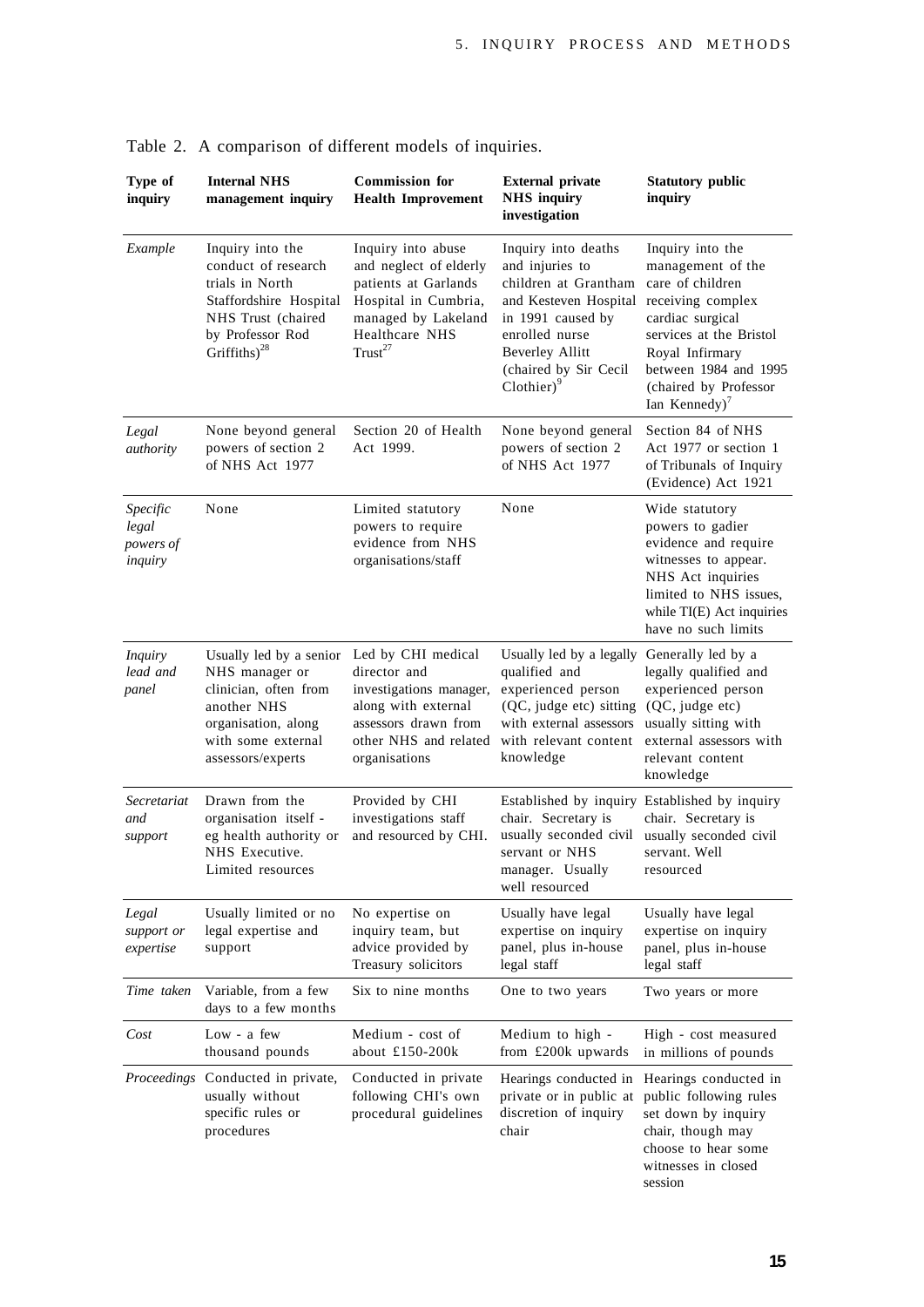Table 2. A comparison of different models of inquiries.

| Type of inquiry | Internal NHS management inquiry | Commission for Health Improvement | External private NHS inquiry investigation | Statutory public inquiry |
|---|---|---|---|---|
| *Example* | Inquiry into the conduct of research trials in North Staffordshire Hospital NHS Trust (chaired by Professor Rod Griffiths)[28] | Inquiry into abuse and neglect of elderly patients at Garlands Hospital in Cumbria, managed by Lakeland Healthcare NHS Trust[27] | Inquiry into deaths and injuries to children at Grantham and Kesteven Hospital in 1991 caused by enrolled nurse Beverley Allitt (chaired by Sir Cecil Clothier)[9] | Inquiry into the management of the care of children receiving complex cardiac surgical services at the Bristol Royal Infirmary between 1984 and 1995 (chaired by Professor Ian Kennedy)[7] |
| *Legal authority* | None beyond general powers of section 2 of NHS Act 1977 | Section 20 of Health Act 1999. | None beyond general powers of section 2 of NHS Act 1977 | Section 84 of NHS Act 1977 or section 1 of Tribunals of Inquiry (Evidence) Act 1921 |
| *Specific legal powers of inquiry* | None | Limited statutory powers to require evidence from NHS organisations/staff | None | Wide statutory powers to gadier evidence and require witnesses to appear. NHS Act inquiries limited to NHS issues, while TI(E) Act inquiries have no such limits |
| *Inquiry lead and panel* | Usually led by a senior NHS manager or clinician, often from another NHS organisation, along with some external assessors/experts | Led by CHI medical director and investigations manager, along with external assessors drawn from other NHS and related organisations | Usually led by a legally qualified and experienced person (QC, judge etc) sitting with external assessors with relevant content knowledge | Generally led by a legally qualified and experienced person (QC, judge etc) usually sitting with external assessors with relevant content knowledge |
| *Secretariat and support* | Drawn from the organisation itself - eg health authority or NHS Executive. Limited resources | Provided by CHI investigations staff and resourced by CHI. | Established by inquiry chair. Secretary is usually seconded civil servant or NHS manager. Usually well resourced | Established by inquiry chair. Secretary is usually seconded civil servant. Well resourced |
| *Legal support or expertise* | Usually limited or no legal expertise and support | No expertise on inquiry team, but advice provided by Treasury solicitors | Usually have legal expertise on inquiry panel, plus in-house legal staff | Usually have legal expertise on inquiry panel, plus in-house legal staff |
| *Time taken* | Variable, from a few days to a few months | Six to nine months | One to two years | Two years or more |
| *Cost* | Low - a few thousand pounds | Medium - cost of about £150-200k | Medium to high - from £200k upwards | High - cost measured in millions of pounds |
| *Proceedings* | Conducted in private, usually without specific rules or procedures | Conducted in private following CHI's own procedural guidelines | Hearings conducted in private or in public at discretion of inquiry chair | Hearings conducted in public following rules set down by inquiry chair, though may choose to hear some witnesses in closed session |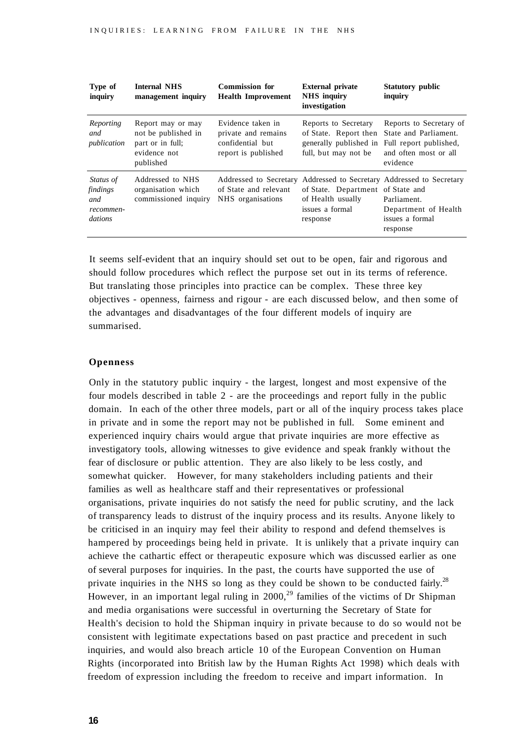| Type of inquiry | Internal NHS management inquiry | Commission for Health Improvement | External private NHS inquiry investigation | Statutory public inquiry |
|---|---|---|---|---|
| *Reporting and publication* | Report may or may not be published in part or in full; evidence not published | Evidence taken in private and remains confidential but report is published | Reports to Secretary of State. Report then generally published in full, but may not be | Reports to Secretary of State and Parliament. Full report published, and often most or all evidence |
| *Status of findings and recommendations* | Addressed to NHS organisation which commissioned inquiry | Addressed to Secretary of State and relevant NHS organisations | Addressed to Secretary of State. Department of Health usually issues a formal response | Addressed to Secretary of State and Parliament. Department of Health issues a formal response |

It seems self-evident that an inquiry should set out to be open, fair and rigorous and should follow procedures which reflect the purpose set out in its terms of reference. But translating those principles into practice can be complex. These three key objectives - openness, fairness and rigour - are each discussed below, and then some of the advantages and disadvantages of the four different models of inquiry are summarised.

**Openness**

Only in the statutory public inquiry - the largest, longest and most expensive of the four models described in table 2 - are the proceedings and report fully in the public domain. In each of the other three models, part or all of the inquiry process takes place in private and in some the report may not be published in full. Some eminent and experienced inquiry chairs would argue that private inquiries are more effective as investigatory tools, allowing witnesses to give evidence and speak frankly without the fear of disclosure or public attention. They are also likely to be less costly, and somewhat quicker. However, for many stakeholders including patients and their families as well as healthcare staff and their representatives or professional organisations, private inquiries do not satisfy the need for public scrutiny, and the lack of transparency leads to distrust of the inquiry process and its results. Anyone likely to be criticised in an inquiry may feel their ability to respond and defend themselves is hampered by proceedings being held in private. It is unlikely that a private inquiry can achieve the cathartic effect or therapeutic exposure which was discussed earlier as one of several purposes for inquiries. In the past, the courts have supported the use of private inquiries in the NHS so long as they could be shown to be conducted fairly.[28] However, in an important legal ruling in 2000,[29] families of the victims of Dr Shipman and media organisations were successful in overturning the Secretary of State for Health's decision to hold the Shipman inquiry in private because to do so would not be consistent with legitimate expectations based on past practice and precedent in such inquiries, and would also breach article 10 of the European Convention on Human Rights (incorporated into British law by the Human Rights Act 1998) which deals with freedom of expression including the freedom to receive and impart information. In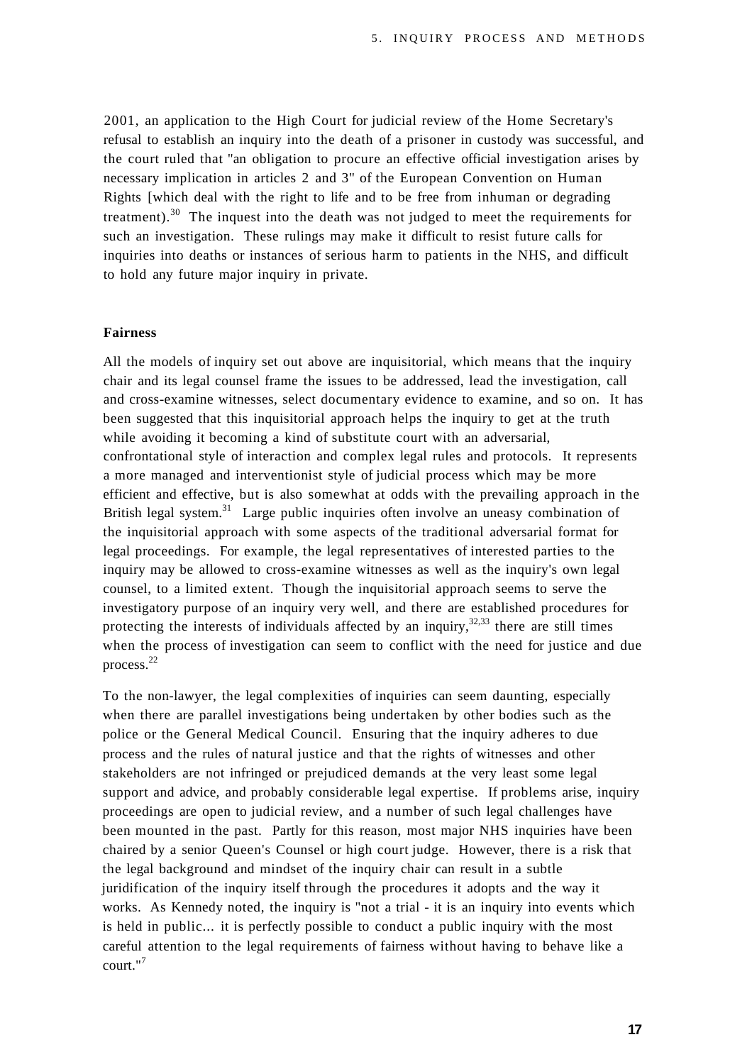2001, an application to the High Court for judicial review of the Home Secretary's refusal to establish an inquiry into the death of a prisoner in custody was successful, and the court ruled that "an obligation to procure an effective official investigation arises by necessary implication in articles 2 and 3" of the European Convention on Human Rights [which deal with the right to life and to be free from inhuman or degrading treatment).[30] The inquest into the death was not judged to meet the requirements for such an investigation. These rulings may make it difficult to resist future calls for inquiries into deaths or instances of serious harm to patients in the NHS, and difficult to hold any future major inquiry in private.

### Fairness

All the models of inquiry set out above are inquisitorial, which means that the inquiry chair and its legal counsel frame the issues to be addressed, lead the investigation, call and cross-examine witnesses, select documentary evidence to examine, and so on. It has been suggested that this inquisitorial approach helps the inquiry to get at the truth while avoiding it becoming a kind of substitute court with an adversarial, confrontational style of interaction and complex legal rules and protocols. It represents a more managed and interventionist style of judicial process which may be more efficient and effective, but is also somewhat at odds with the prevailing approach in the British legal system.[31] Large public inquiries often involve an uneasy combination of the inquisitorial approach with some aspects of the traditional adversarial format for legal proceedings. For example, the legal representatives of interested parties to the inquiry may be allowed to cross-examine witnesses as well as the inquiry's own legal counsel, to a limited extent. Though the inquisitorial approach seems to serve the investigatory purpose of an inquiry very well, and there are established procedures for protecting the interests of individuals affected by an inquiry,[32,33] there are still times when the process of investigation can seem to conflict with the need for justice and due process.[22]

To the non-lawyer, the legal complexities of inquiries can seem daunting, especially when there are parallel investigations being undertaken by other bodies such as the police or the General Medical Council. Ensuring that the inquiry adheres to due process and the rules of natural justice and that the rights of witnesses and other stakeholders are not infringed or prejudiced demands at the very least some legal support and advice, and probably considerable legal expertise. If problems arise, inquiry proceedings are open to judicial review, and a number of such legal challenges have been mounted in the past. Partly for this reason, most major NHS inquiries have been chaired by a senior Queen's Counsel or high court judge. However, there is a risk that the legal background and mindset of the inquiry chair can result in a subtle juridification of the inquiry itself through the procedures it adopts and the way it works. As Kennedy noted, the inquiry is "not a trial - it is an inquiry into events which is held in public... it is perfectly possible to conduct a public inquiry with the most careful attention to the legal requirements of fairness without having to behave like a court."[7]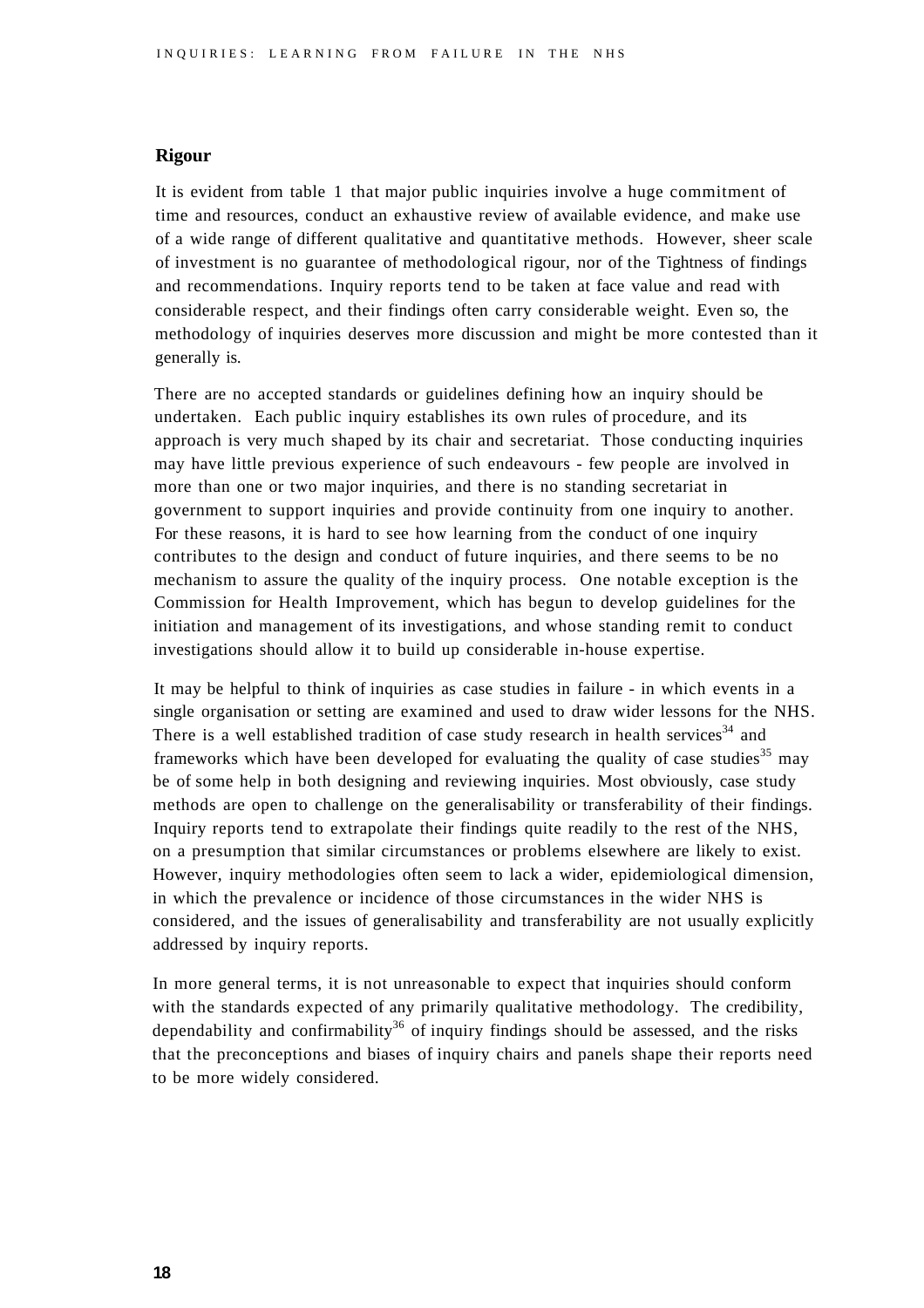## Rigour

It is evident from table 1 that major public inquiries involve a huge commitment of time and resources, conduct an exhaustive review of available evidence, and make use of a wide range of different qualitative and quantitative methods. However, sheer scale of investment is no guarantee of methodological rigour, nor of the Tightness of findings and recommendations. Inquiry reports tend to be taken at face value and read with considerable respect, and their findings often carry considerable weight. Even so, the methodology of inquiries deserves more discussion and might be more contested than it generally is.

There are no accepted standards or guidelines defining how an inquiry should be undertaken. Each public inquiry establishes its own rules of procedure, and its approach is very much shaped by its chair and secretariat. Those conducting inquiries may have little previous experience of such endeavours - few people are involved in more than one or two major inquiries, and there is no standing secretariat in government to support inquiries and provide continuity from one inquiry to another. For these reasons, it is hard to see how learning from the conduct of one inquiry contributes to the design and conduct of future inquiries, and there seems to be no mechanism to assure the quality of the inquiry process. One notable exception is the Commission for Health Improvement, which has begun to develop guidelines for the initiation and management of its investigations, and whose standing remit to conduct investigations should allow it to build up considerable in-house expertise.

It may be helpful to think of inquiries as case studies in failure - in which events in a single organisation or setting are examined and used to draw wider lessons for the NHS. There is a well established tradition of case study research in health services[34] and frameworks which have been developed for evaluating the quality of case studies[35] may be of some help in both designing and reviewing inquiries. Most obviously, case study methods are open to challenge on the generalisability or transferability of their findings. Inquiry reports tend to extrapolate their findings quite readily to the rest of the NHS, on a presumption that similar circumstances or problems elsewhere are likely to exist. However, inquiry methodologies often seem to lack a wider, epidemiological dimension, in which the prevalence or incidence of those circumstances in the wider NHS is considered, and the issues of generalisability and transferability are not usually explicitly addressed by inquiry reports.

In more general terms, it is not unreasonable to expect that inquiries should conform with the standards expected of any primarily qualitative methodology. The credibility, dependability and confirmability[36] of inquiry findings should be assessed, and the risks that the preconceptions and biases of inquiry chairs and panels shape their reports need to be more widely considered.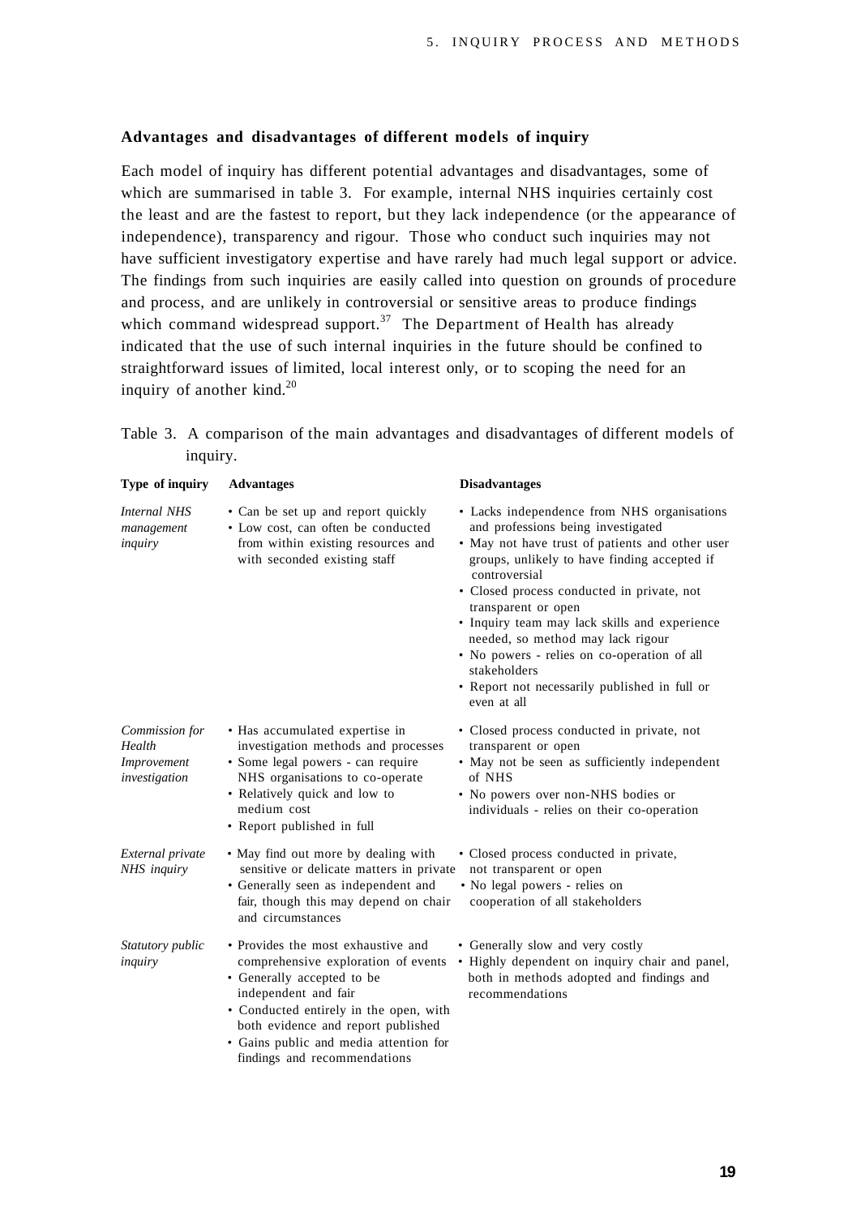### Advantages and disadvantages of different models of inquiry

Each model of inquiry has different potential advantages and disadvantages, some of which are summarised in table 3. For example, internal NHS inquiries certainly cost the least and are the fastest to report, but they lack independence (or the appearance of independence), transparency and rigour. Those who conduct such inquiries may not have sufficient investigatory expertise and have rarely had much legal support or advice. The findings from such inquiries are easily called into question on grounds of procedure and process, and are unlikely in controversial or sensitive areas to produce findings which command widespread support.[37] The Department of Health has already indicated that the use of such internal inquiries in the future should be confined to straightforward issues of limited, local interest only, or to scoping the need for an inquiry of another kind.[20]

Table 3. A comparison of the main advantages and disadvantages of different models of inquiry.

| Type of inquiry | Advantages | Disadvantages |
|---|---|---|
| *Internal NHS management inquiry* | • Can be set up and report quickly<br>• Low cost, can often be conducted from within existing resources and with seconded existing staff | • Lacks independence from NHS organisations and professions being investigated<br>• May not have trust of patients and other user groups, unlikely to have finding accepted if controversial<br>• Closed process conducted in private, not transparent or open<br>• Inquiry team may lack skills and experience needed, so method may lack rigour<br>• No powers - relies on co-operation of all stakeholders<br>• Report not necessarily published in full or even at all |
| *Commission for Health Improvement investigation* | • Has accumulated expertise in investigation methods and processes<br>• Some legal powers - can require NHS organisations to co-operate<br>• Relatively quick and low to medium cost<br>• Report published in full | • Closed process conducted in private, not transparent or open<br>• May not be seen as sufficiently independent of NHS<br>• No powers over non-NHS bodies or individuals - relies on their co-operation |
| *External private NHS inquiry* | • May find out more by dealing with sensitive or delicate matters in private<br>• Generally seen as independent and fair, though this may depend on chair and circumstances | • Closed process conducted in private, not transparent or open<br>• No legal powers - relies on cooperation of all stakeholders |
| *Statutory public inquiry* | • Provides the most exhaustive and comprehensive exploration of events<br>• Generally accepted to be independent and fair<br>• Conducted entirely in the open, with both evidence and report published<br>• Gains public and media attention for findings and recommendations | • Generally slow and very costly<br>• Highly dependent on inquiry chair and panel, both in methods adopted and findings and recommendations |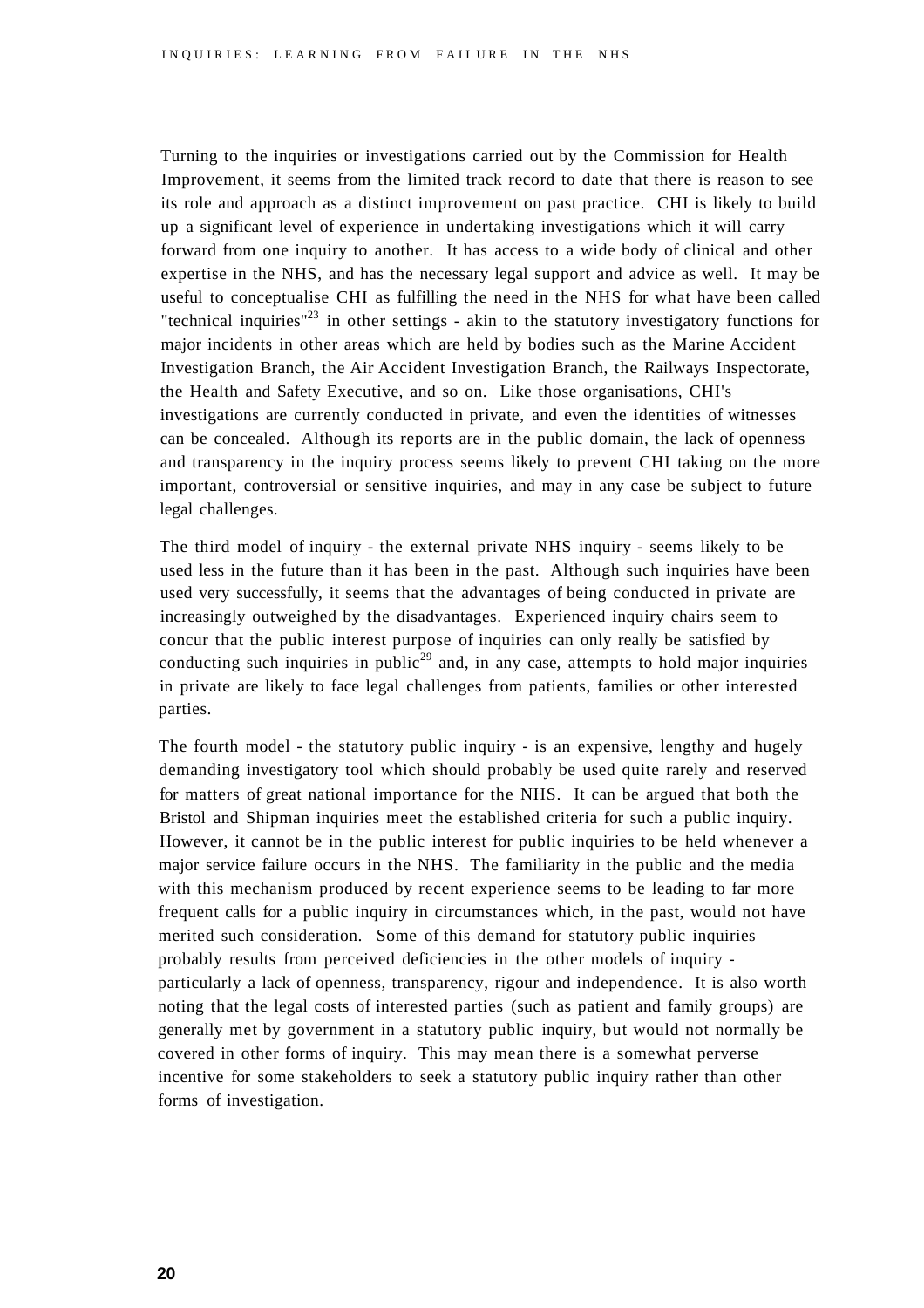Turning to the inquiries or investigations carried out by the Commission for Health Improvement, it seems from the limited track record to date that there is reason to see its role and approach as a distinct improvement on past practice. CHI is likely to build up a significant level of experience in undertaking investigations which it will carry forward from one inquiry to another. It has access to a wide body of clinical and other expertise in the NHS, and has the necessary legal support and advice as well. It may be useful to conceptualise CHI as fulfilling the need in the NHS for what have been called "technical inquiries"[23] in other settings - akin to the statutory investigatory functions for major incidents in other areas which are held by bodies such as the Marine Accident Investigation Branch, the Air Accident Investigation Branch, the Railways Inspectorate, the Health and Safety Executive, and so on. Like those organisations, CHI's investigations are currently conducted in private, and even the identities of witnesses can be concealed. Although its reports are in the public domain, the lack of openness and transparency in the inquiry process seems likely to prevent CHI taking on the more important, controversial or sensitive inquiries, and may in any case be subject to future legal challenges.

The third model of inquiry - the external private NHS inquiry - seems likely to be used less in the future than it has been in the past. Although such inquiries have been used very successfully, it seems that the advantages of being conducted in private are increasingly outweighed by the disadvantages. Experienced inquiry chairs seem to concur that the public interest purpose of inquiries can only really be satisfied by conducting such inquiries in public[29] and, in any case, attempts to hold major inquiries in private are likely to face legal challenges from patients, families or other interested parties.

The fourth model - the statutory public inquiry - is an expensive, lengthy and hugely demanding investigatory tool which should probably be used quite rarely and reserved for matters of great national importance for the NHS. It can be argued that both the Bristol and Shipman inquiries meet the established criteria for such a public inquiry. However, it cannot be in the public interest for public inquiries to be held whenever a major service failure occurs in the NHS. The familiarity in the public and the media with this mechanism produced by recent experience seems to be leading to far more frequent calls for a public inquiry in circumstances which, in the past, would not have merited such consideration. Some of this demand for statutory public inquiries probably results from perceived deficiencies in the other models of inquiry - particularly a lack of openness, transparency, rigour and independence. It is also worth noting that the legal costs of interested parties (such as patient and family groups) are generally met by government in a statutory public inquiry, but would not normally be covered in other forms of inquiry. This may mean there is a somewhat perverse incentive for some stakeholders to seek a statutory public inquiry rather than other forms of investigation.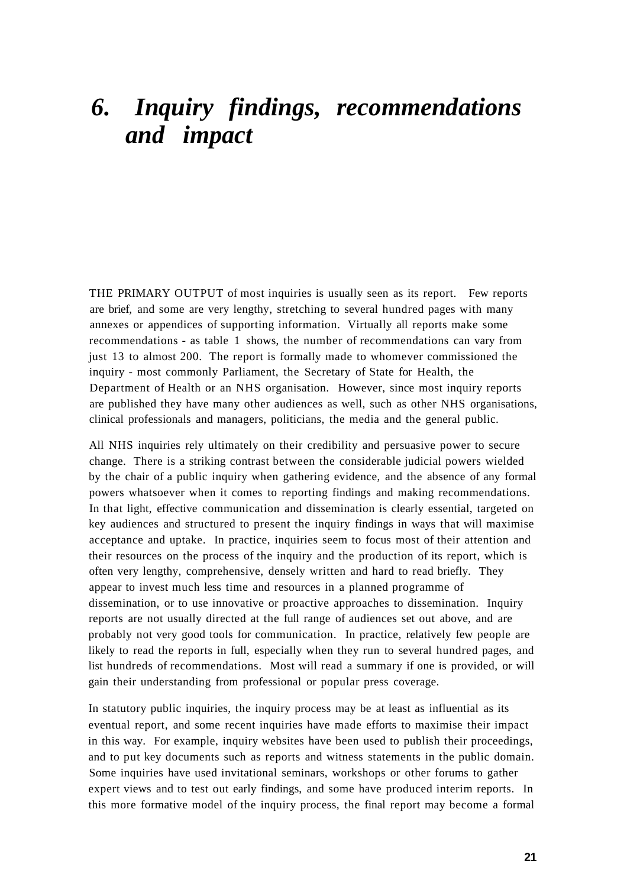# *6. Inquiry findings, recommendations and impact*

THE PRIMARY OUTPUT of most inquiries is usually seen as its report. Few reports are brief, and some are very lengthy, stretching to several hundred pages with many annexes or appendices of supporting information. Virtually all reports make some recommendations - as table 1 shows, the number of recommendations can vary from just 13 to almost 200. The report is formally made to whomever commissioned the inquiry - most commonly Parliament, the Secretary of State for Health, the Department of Health or an NHS organisation. However, since most inquiry reports are published they have many other audiences as well, such as other NHS organisations, clinical professionals and managers, politicians, the media and the general public.

All NHS inquiries rely ultimately on their credibility and persuasive power to secure change. There is a striking contrast between the considerable judicial powers wielded by the chair of a public inquiry when gathering evidence, and the absence of any formal powers whatsoever when it comes to reporting findings and making recommendations. In that light, effective communication and dissemination is clearly essential, targeted on key audiences and structured to present the inquiry findings in ways that will maximise acceptance and uptake. In practice, inquiries seem to focus most of their attention and their resources on the process of the inquiry and the production of its report, which is often very lengthy, comprehensive, densely written and hard to read briefly. They appear to invest much less time and resources in a planned programme of dissemination, or to use innovative or proactive approaches to dissemination. Inquiry reports are not usually directed at the full range of audiences set out above, and are probably not very good tools for communication. In practice, relatively few people are likely to read the reports in full, especially when they run to several hundred pages, and list hundreds of recommendations. Most will read a summary if one is provided, or will gain their understanding from professional or popular press coverage.

In statutory public inquiries, the inquiry process may be at least as influential as its eventual report, and some recent inquiries have made efforts to maximise their impact in this way. For example, inquiry websites have been used to publish their proceedings, and to put key documents such as reports and witness statements in the public domain. Some inquiries have used invitational seminars, workshops or other forums to gather expert views and to test out early findings, and some have produced interim reports. In this more formative model of the inquiry process, the final report may become a formal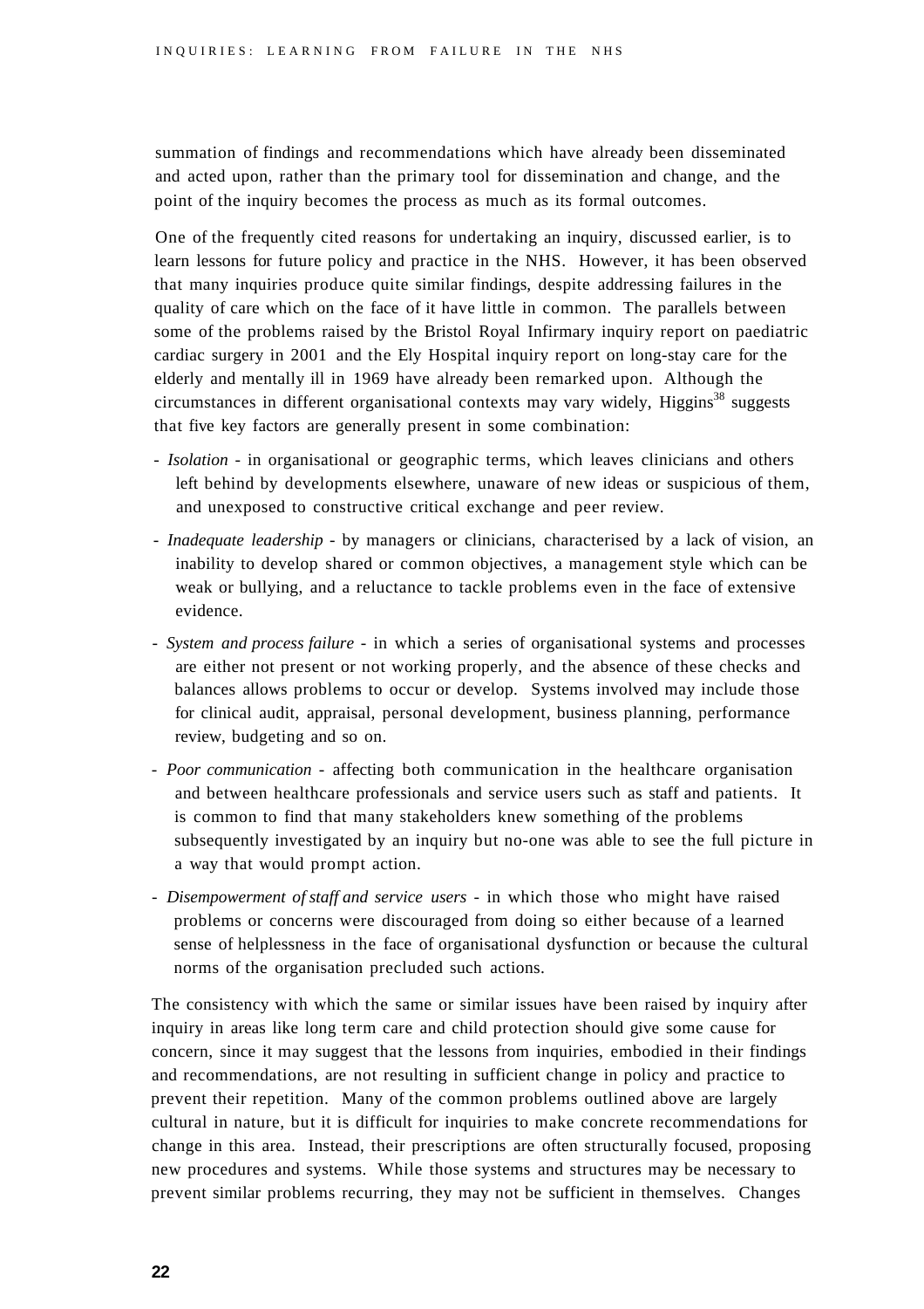summation of findings and recommendations which have already been disseminated and acted upon, rather than the primary tool for dissemination and change, and the point of the inquiry becomes the process as much as its formal outcomes.

One of the frequently cited reasons for undertaking an inquiry, discussed earlier, is to learn lessons for future policy and practice in the NHS. However, it has been observed that many inquiries produce quite similar findings, despite addressing failures in the quality of care which on the face of it have little in common. The parallels between some of the problems raised by the Bristol Royal Infirmary inquiry report on paediatric cardiac surgery in 2001 and the Ely Hospital inquiry report on long-stay care for the elderly and mentally ill in 1969 have already been remarked upon. Although the circumstances in different organisational contexts may vary widely, Higgins[38] suggests that five key factors are generally present in some combination:

- *Isolation* - in organisational or geographic terms, which leaves clinicians and others left behind by developments elsewhere, unaware of new ideas or suspicious of them, and unexposed to constructive critical exchange and peer review.
- *Inadequate leadership* - by managers or clinicians, characterised by a lack of vision, an inability to develop shared or common objectives, a management style which can be weak or bullying, and a reluctance to tackle problems even in the face of extensive evidence.
- *System and process failure* - in which a series of organisational systems and processes are either not present or not working properly, and the absence of these checks and balances allows problems to occur or develop. Systems involved may include those for clinical audit, appraisal, personal development, business planning, performance review, budgeting and so on.
- *Poor communication* - affecting both communication in the healthcare organisation and between healthcare professionals and service users such as staff and patients. It is common to find that many stakeholders knew something of the problems subsequently investigated by an inquiry but no-one was able to see the full picture in a way that would prompt action.
- *Disempowerment of staff and service users* - in which those who might have raised problems or concerns were discouraged from doing so either because of a learned sense of helplessness in the face of organisational dysfunction or because the cultural norms of the organisation precluded such actions.

The consistency with which the same or similar issues have been raised by inquiry after inquiry in areas like long term care and child protection should give some cause for concern, since it may suggest that the lessons from inquiries, embodied in their findings and recommendations, are not resulting in sufficient change in policy and practice to prevent their repetition. Many of the common problems outlined above are largely cultural in nature, but it is difficult for inquiries to make concrete recommendations for change in this area. Instead, their prescriptions are often structurally focused, proposing new procedures and systems. While those systems and structures may be necessary to prevent similar problems recurring, they may not be sufficient in themselves. Changes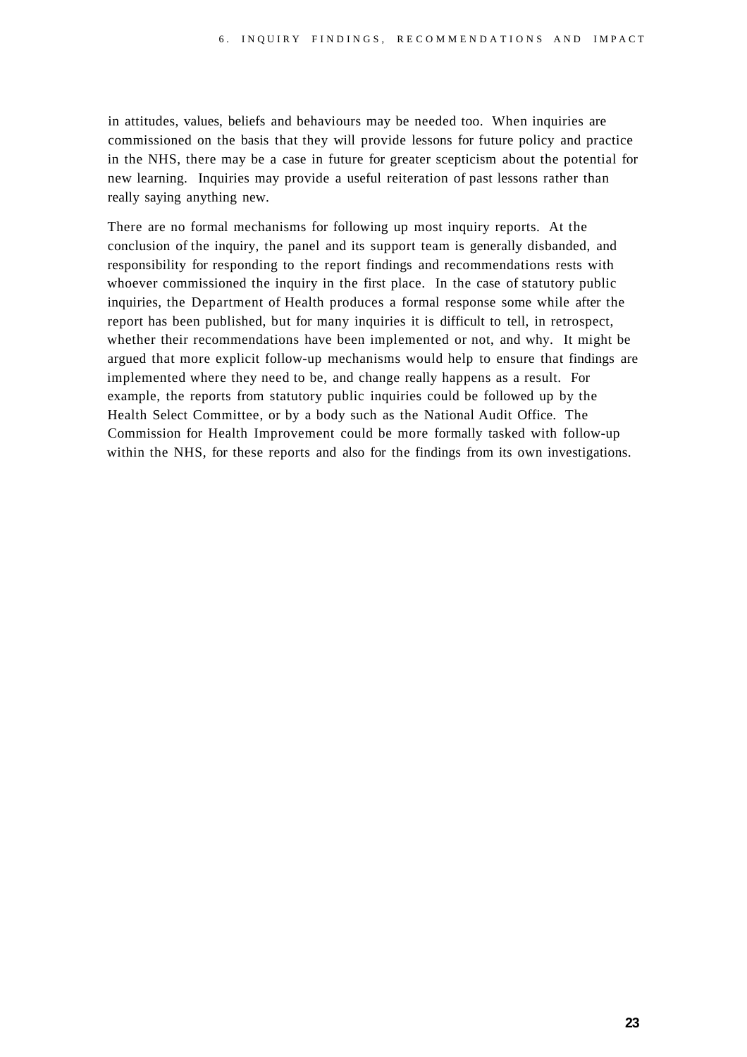in attitudes, values, beliefs and behaviours may be needed too. When inquiries are commissioned on the basis that they will provide lessons for future policy and practice in the NHS, there may be a case in future for greater scepticism about the potential for new learning. Inquiries may provide a useful reiteration of past lessons rather than really saying anything new.

There are no formal mechanisms for following up most inquiry reports. At the conclusion of the inquiry, the panel and its support team is generally disbanded, and responsibility for responding to the report findings and recommendations rests with whoever commissioned the inquiry in the first place. In the case of statutory public inquiries, the Department of Health produces a formal response some while after the report has been published, but for many inquiries it is difficult to tell, in retrospect, whether their recommendations have been implemented or not, and why. It might be argued that more explicit follow-up mechanisms would help to ensure that findings are implemented where they need to be, and change really happens as a result. For example, the reports from statutory public inquiries could be followed up by the Health Select Committee, or by a body such as the National Audit Office. The Commission for Health Improvement could be more formally tasked with follow-up within the NHS, for these reports and also for the findings from its own investigations.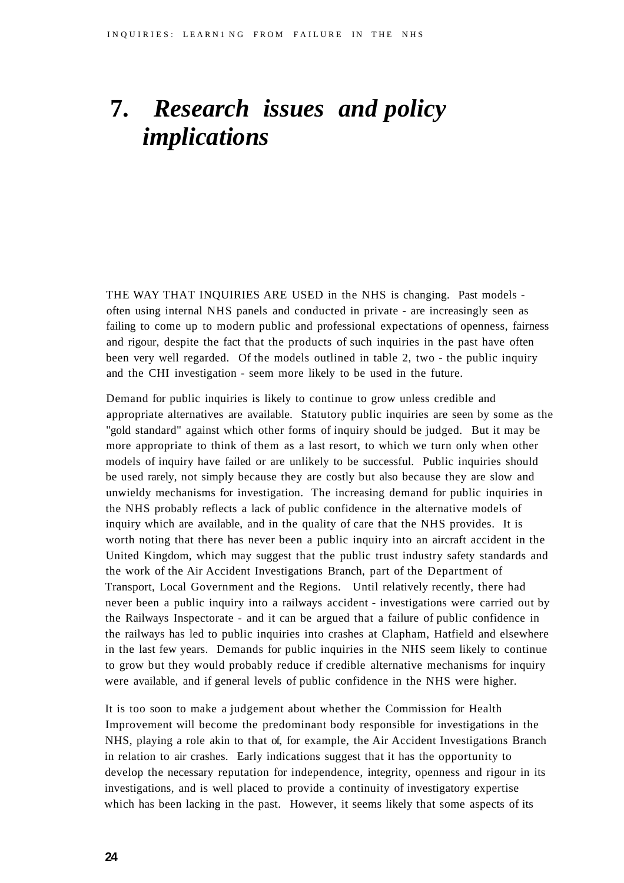# 7. *Research issues and policy implications*

THE WAY THAT INQUIRIES ARE USED in the NHS is changing. Past models - often using internal NHS panels and conducted in private - are increasingly seen as failing to come up to modern public and professional expectations of openness, fairness and rigour, despite the fact that the products of such inquiries in the past have often been very well regarded. Of the models outlined in table 2, two - the public inquiry and the CHI investigation - seem more likely to be used in the future.

Demand for public inquiries is likely to continue to grow unless credible and appropriate alternatives are available. Statutory public inquiries are seen by some as the "gold standard" against which other forms of inquiry should be judged. But it may be more appropriate to think of them as a last resort, to which we turn only when other models of inquiry have failed or are unlikely to be successful. Public inquiries should be used rarely, not simply because they are costly but also because they are slow and unwieldy mechanisms for investigation. The increasing demand for public inquiries in the NHS probably reflects a lack of public confidence in the alternative models of inquiry which are available, and in the quality of care that the NHS provides. It is worth noting that there has never been a public inquiry into an aircraft accident in the United Kingdom, which may suggest that the public trust industry safety standards and the work of the Air Accident Investigations Branch, part of the Department of Transport, Local Government and the Regions. Until relatively recently, there had never been a public inquiry into a railways accident - investigations were carried out by the Railways Inspectorate - and it can be argued that a failure of public confidence in the railways has led to public inquiries into crashes at Clapham, Hatfield and elsewhere in the last few years. Demands for public inquiries in the NHS seem likely to continue to grow but they would probably reduce if credible alternative mechanisms for inquiry were available, and if general levels of public confidence in the NHS were higher.

It is too soon to make a judgement about whether the Commission for Health Improvement will become the predominant body responsible for investigations in the NHS, playing a role akin to that of, for example, the Air Accident Investigations Branch in relation to air crashes. Early indications suggest that it has the opportunity to develop the necessary reputation for independence, integrity, openness and rigour in its investigations, and is well placed to provide a continuity of investigatory expertise which has been lacking in the past. However, it seems likely that some aspects of its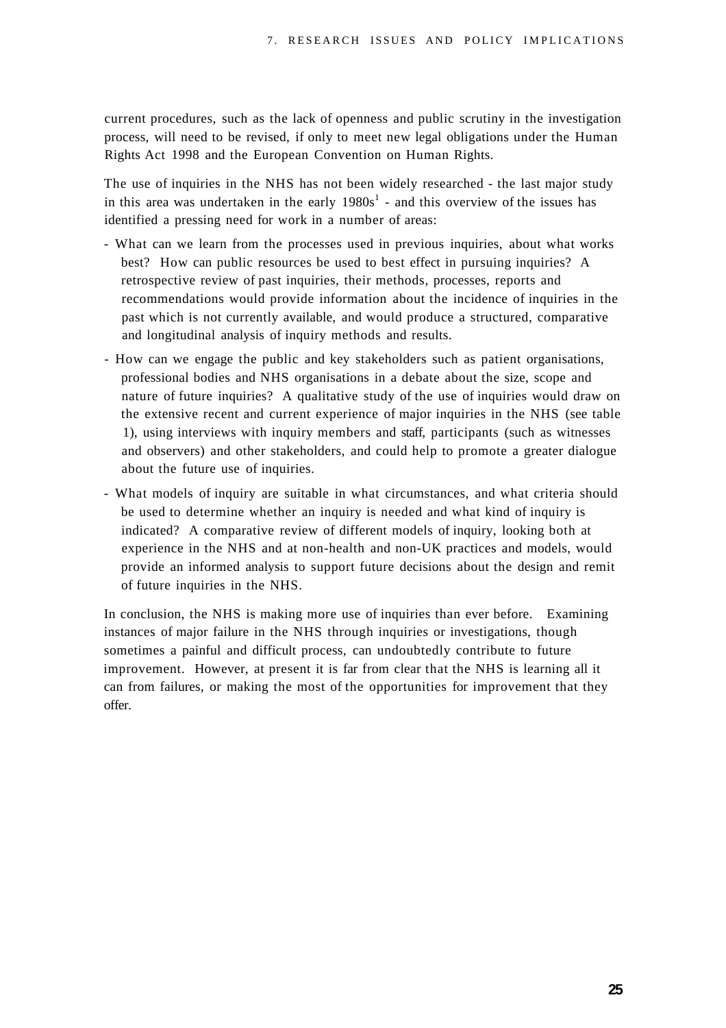current procedures, such as the lack of openness and public scrutiny in the investigation process, will need to be revised, if only to meet new legal obligations under the Human Rights Act 1998 and the European Convention on Human Rights.

The use of inquiries in the NHS has not been widely researched - the last major study in this area was undertaken in the early 1980s[1] - and this overview of the issues has identified a pressing need for work in a number of areas:

- What can we learn from the processes used in previous inquiries, about what works best? How can public resources be used to best effect in pursuing inquiries? A retrospective review of past inquiries, their methods, processes, reports and recommendations would provide information about the incidence of inquiries in the past which is not currently available, and would produce a structured, comparative and longitudinal analysis of inquiry methods and results.
- How can we engage the public and key stakeholders such as patient organisations, professional bodies and NHS organisations in a debate about the size, scope and nature of future inquiries? A qualitative study of the use of inquiries would draw on the extensive recent and current experience of major inquiries in the NHS (see table 1), using interviews with inquiry members and staff, participants (such as witnesses and observers) and other stakeholders, and could help to promote a greater dialogue about the future use of inquiries.
- What models of inquiry are suitable in what circumstances, and what criteria should be used to determine whether an inquiry is needed and what kind of inquiry is indicated? A comparative review of different models of inquiry, looking both at experience in the NHS and at non-health and non-UK practices and models, would provide an informed analysis to support future decisions about the design and remit of future inquiries in the NHS.

In conclusion, the NHS is making more use of inquiries than ever before. Examining instances of major failure in the NHS through inquiries or investigations, though sometimes a painful and difficult process, can undoubtedly contribute to future improvement. However, at present it is far from clear that the NHS is learning all it can from failures, or making the most of the opportunities for improvement that they offer.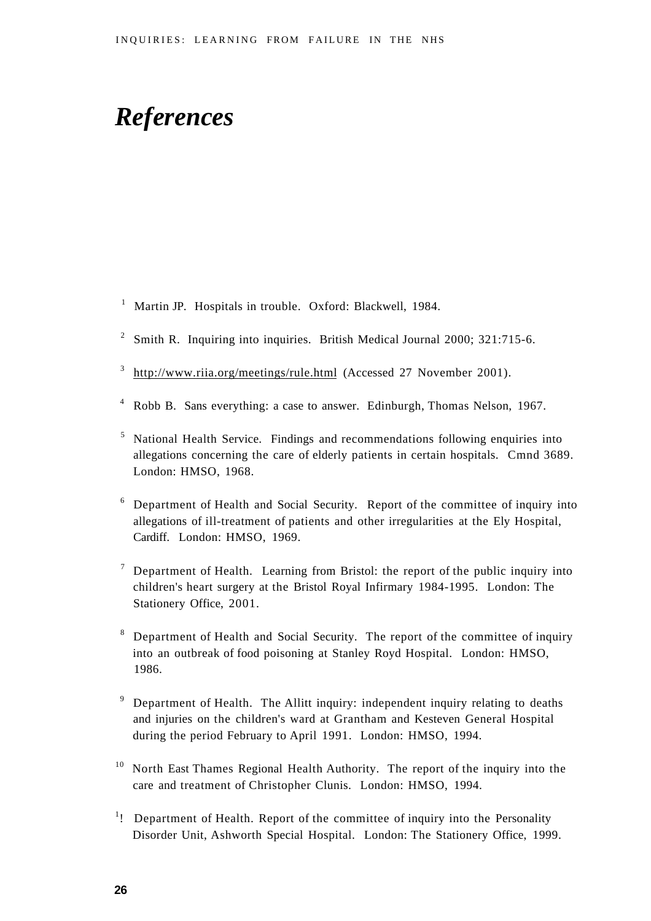# *References*

1. Martin JP. Hospitals in trouble. Oxford: Blackwell, 1984.

2. Smith R. Inquiring into inquiries. British Medical Journal 2000; 321:715-6.

3. http://www.riia.org/meetings/rule.html (Accessed 27 November 2001).

4. Robb B. Sans everything: a case to answer. Edinburgh, Thomas Nelson, 1967.

5. National Health Service. Findings and recommendations following enquiries into allegations concerning the care of elderly patients in certain hospitals. Cmnd 3689. London: HMSO, 1968.

6. Department of Health and Social Security. Report of the committee of inquiry into allegations of ill-treatment of patients and other irregularities at the Ely Hospital, Cardiff. London: HMSO, 1969.

7. Department of Health. Learning from Bristol: the report of the public inquiry into children's heart surgery at the Bristol Royal Infirmary 1984-1995. London: The Stationery Office, 2001.

8. Department of Health and Social Security. The report of the committee of inquiry into an outbreak of food poisoning at Stanley Royd Hospital. London: HMSO, 1986.

9. Department of Health. The Allitt inquiry: independent inquiry relating to deaths and injuries on the children's ward at Grantham and Kesteven General Hospital during the period February to April 1991. London: HMSO, 1994.

10. North East Thames Regional Health Authority. The report of the inquiry into the care and treatment of Christopher Clunis. London: HMSO, 1994.

11. Department of Health. Report of the committee of inquiry into the Personality Disorder Unit, Ashworth Special Hospital. London: The Stationery Office, 1999.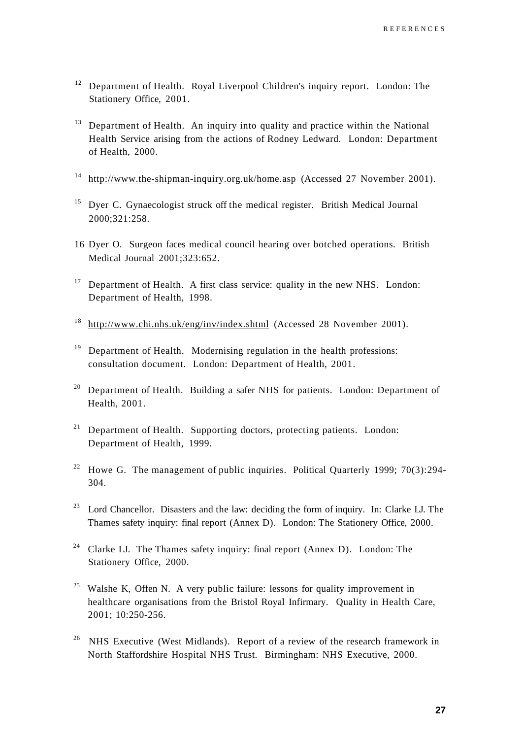[12] Department of Health. Royal Liverpool Children's inquiry report. London: The Stationery Office, 2001.

[13] Department of Health. An inquiry into quality and practice within the National Health Service arising from the actions of Rodney Ledward. London: Department of Health, 2000.

[14] http://www.the-shipman-inquiry.org.uk/home.asp (Accessed 27 November 2001).

[15] Dyer C. Gynaecologist struck off the medical register. British Medical Journal 2000;321:258.

16 Dyer O. Surgeon faces medical council hearing over botched operations. British Medical Journal 2001;323:652.

[17] Department of Health. A first class service: quality in the new NHS. London: Department of Health, 1998.

[18] http://www.chi.nhs.uk/eng/inv/index.shtml (Accessed 28 November 2001).

[19] Department of Health. Modernising regulation in the health professions: consultation document. London: Department of Health, 2001.

[20] Department of Health. Building a safer NHS for patients. London: Department of Health, 2001.

[21] Department of Health. Supporting doctors, protecting patients. London: Department of Health, 1999.

[22] Howe G. The management of public inquiries. Political Quarterly 1999; 70(3):294-304.

[23] Lord Chancellor. Disasters and the law: deciding the form of inquiry. In: Clarke LJ. The Thames safety inquiry: final report (Annex D). London: The Stationery Office, 2000.

[24] Clarke LJ. The Thames safety inquiry: final report (Annex D). London: The Stationery Office, 2000.

[25] Walshe K, Offen N. A very public failure: lessons for quality improvement in healthcare organisations from the Bristol Royal Infirmary. Quality in Health Care, 2001; 10:250-256.

[26] NHS Executive (West Midlands). Report of a review of the research framework in North Staffordshire Hospital NHS Trust. Birmingham: NHS Executive, 2000.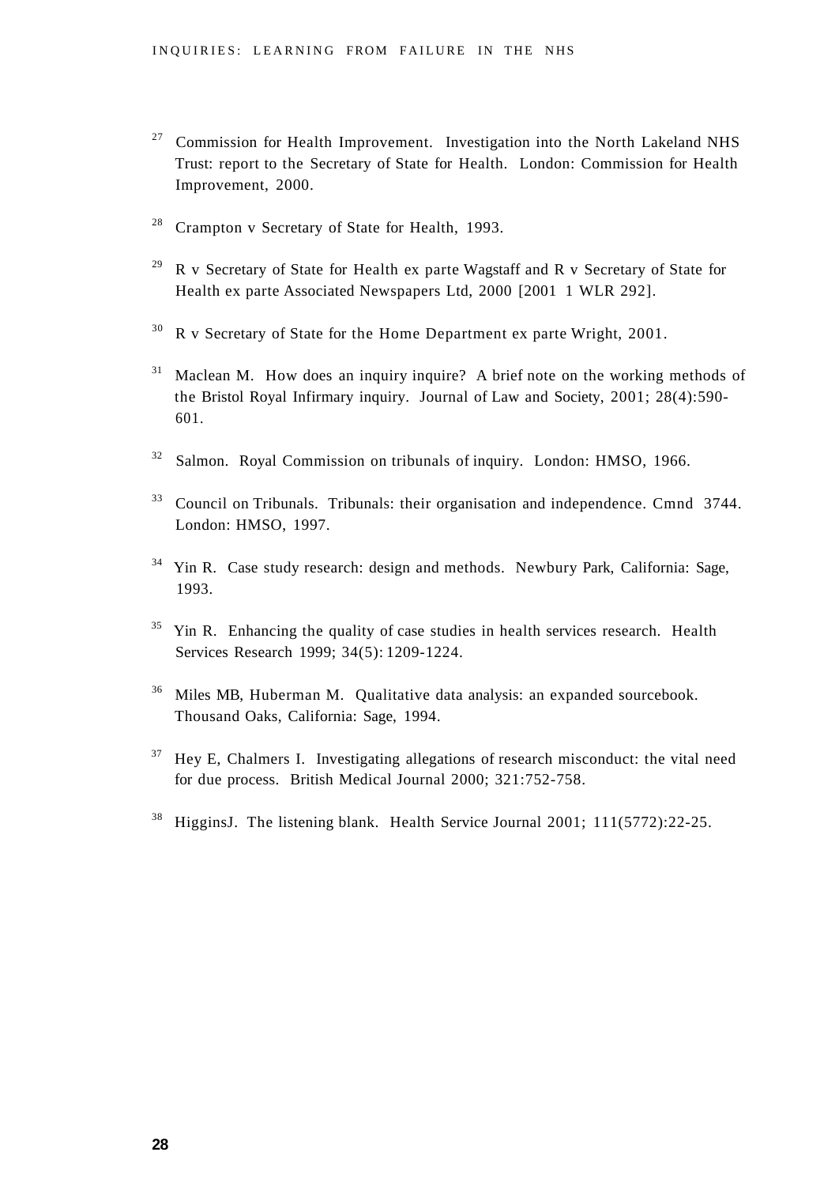27. Commission for Health Improvement. Investigation into the North Lakeland NHS Trust: report to the Secretary of State for Health. London: Commission for Health Improvement, 2000.

28. Crampton v Secretary of State for Health, 1993.

29. R v Secretary of State for Health ex parte Wagstaff and R v Secretary of State for Health ex parte Associated Newspapers Ltd, 2000 [2001 1 WLR 292].

30. R v Secretary of State for the Home Department ex parte Wright, 2001.

31. Maclean M. How does an inquiry inquire? A brief note on the working methods of the Bristol Royal Infirmary inquiry. Journal of Law and Society, 2001; 28(4):590-601.

32. Salmon. Royal Commission on tribunals of inquiry. London: HMSO, 1966.

33. Council on Tribunals. Tribunals: their organisation and independence. Cmnd 3744. London: HMSO, 1997.

34. Yin R. Case study research: design and methods. Newbury Park, California: Sage, 1993.

35. Yin R. Enhancing the quality of case studies in health services research. Health Services Research 1999; 34(5): 1209-1224.

36. Miles MB, Huberman M. Qualitative data analysis: an expanded sourcebook. Thousand Oaks, California: Sage, 1994.

37. Hey E, Chalmers I. Investigating allegations of research misconduct: the vital need for due process. British Medical Journal 2000; 321:752-758.

38. HigginsJ. The listening blank. Health Service Journal 2001; 111(5772):22-25.